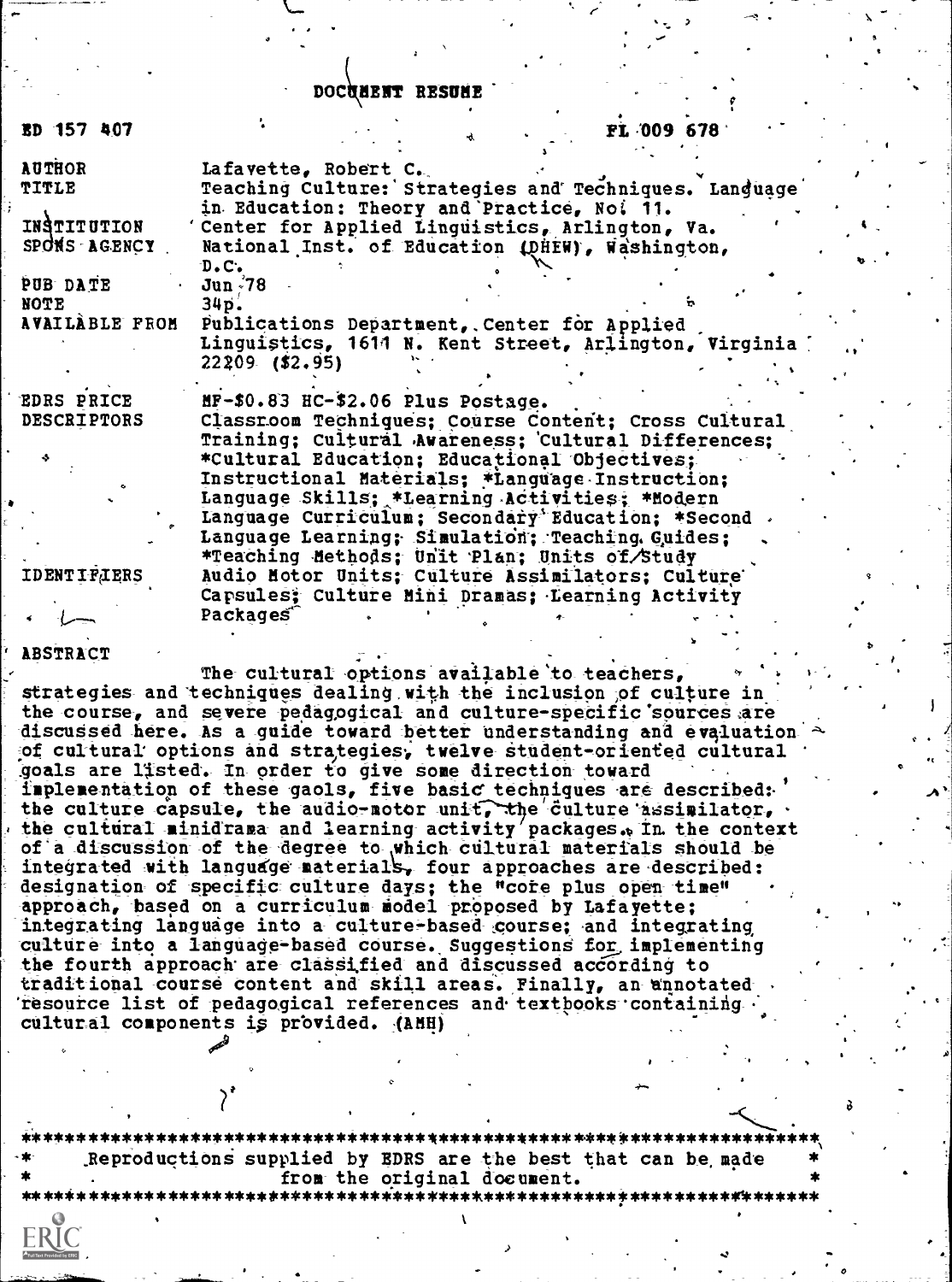# DOCUMENT RESUME

ED 157 407 FL 009 678

| | |
|---|---|
| AUTHOR | Lafayette, Robert C. |
| TITLE | Teaching Culture: Strategies and Techniques. Language in Education: Theory and Practice, No. 11. |
| INSTITUTION | Center for Applied Linguistics, Arlington, Va. |
| SPONS AGENCY | National Inst. of Education (DHEW), Washington, D.C. |
| PUB DATE | Jun 78 |
| NOTE | 34p. |
| AVAILABLE FROM | Publications Department, Center for Applied Linguistics, 1611 N. Kent Street, Arlington, Virginia 22209 ($2.95) |
| EDRS PRICE | MF-$0.83 HC-$2.06 Plus Postage. |
| DESCRIPTORS | Classroom Techniques; Course Content; Cross Cultural Training; Cultural Awareness; Cultural Differences; *Cultural Education; Educational Objectives; Instructional Materials; *Language Instruction; Language Skills; *Learning Activities; *Modern Language Curriculum; Secondary Education; *Second Language Learning; Simulation; Teaching Guides; *Teaching Methods; Unit Plan; Units of Study |
| IDENTIFIERS | Audio Motor Units; Culture Assimilators; Culture Capsules; Culture Mini Dramas; Learning Activity Packages |

## ABSTRACT

The cultural options available to teachers, strategies and techniques dealing with the inclusion of culture in the course, and severe pedagogical and culture-specific sources are discussed here. As a guide toward better understanding and evaluation of cultural options and strategies, twelve student-oriented cultural goals are listed. In order to give some direction toward implementation of these gaols, five basic techniques are described: the culture capsule, the audio-motor unit, the culture assimilator, the cultural minidrama and learning activity packages. In the context of a discussion of the degree to which cultural materials should be integrated with language materials, four approaches are described: designation of specific culture days; the "core plus open time" approach, based on a curriculum model proposed by Lafayette; integrating language into a culture-based course; and integrating culture into a language-based course. Suggestions for implementing the fourth approach are classified and discussed according to traditional course content and skill areas. Finally, an annotated resource list of pedagogical references and textbooks containing cultural components is provided. (AMH)

---

Reproductions supplied by EDRS are the best that can be made from the original document.

---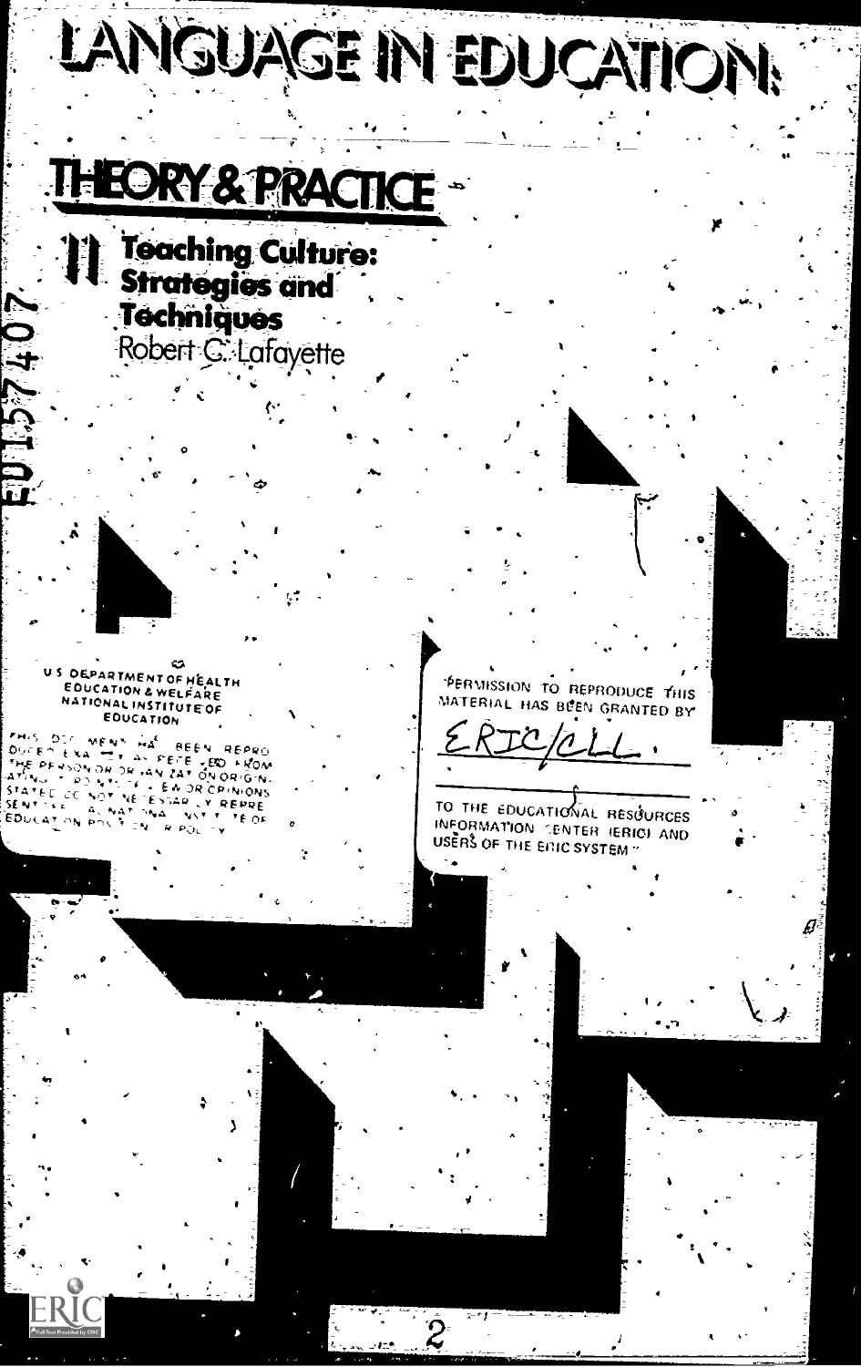# LANGUAGE IN EDUCATION:

## THEORY & PRACTICE

### 11 Teaching Culture: Strategies and Techniques

Robert C. Lafayette

ED157407

U.S. DEPARTMENT OF HEALTH
EDUCATION & WELFARE
NATIONAL INSTITUTE OF
EDUCATION

THIS DOCUMENT HAS BEEN REPRODUCED EXACTLY AS RECEIVED FROM THE PERSON OR ORGANIZATION ORIGINATING IT. POINTS OF VIEW OR OPINIONS STATED DO NOT NECESSARILY REPRESENT OFFICIAL NATIONAL INSTITUTE OF EDUCATION POSITION OR POLICY

"PERMISSION TO REPRODUCE THIS MATERIAL HAS BEEN GRANTED BY

ERIC/CLL

TO THE EDUCATIONAL RESOURCES INFORMATION CENTER (ERIC) AND USERS OF THE ERIC SYSTEM"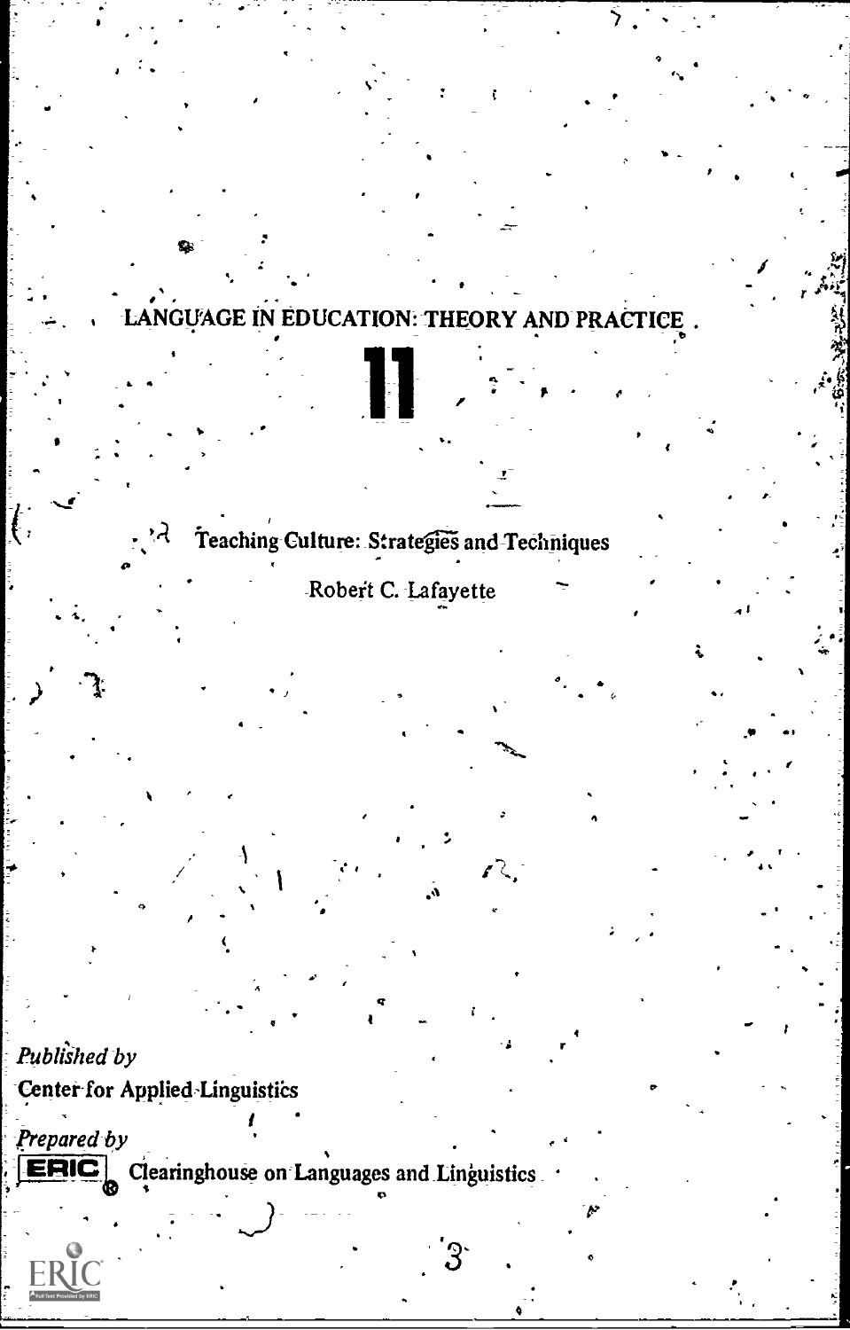LANGUAGE IN EDUCATION: THEORY AND PRACTICE

# 11

## Teaching Culture: Strategies and Techniques

Robert C. Lafayette

*Published by*

Center for Applied Linguistics

*Prepared by*

ERIC Clearinghouse on Languages and Linguistics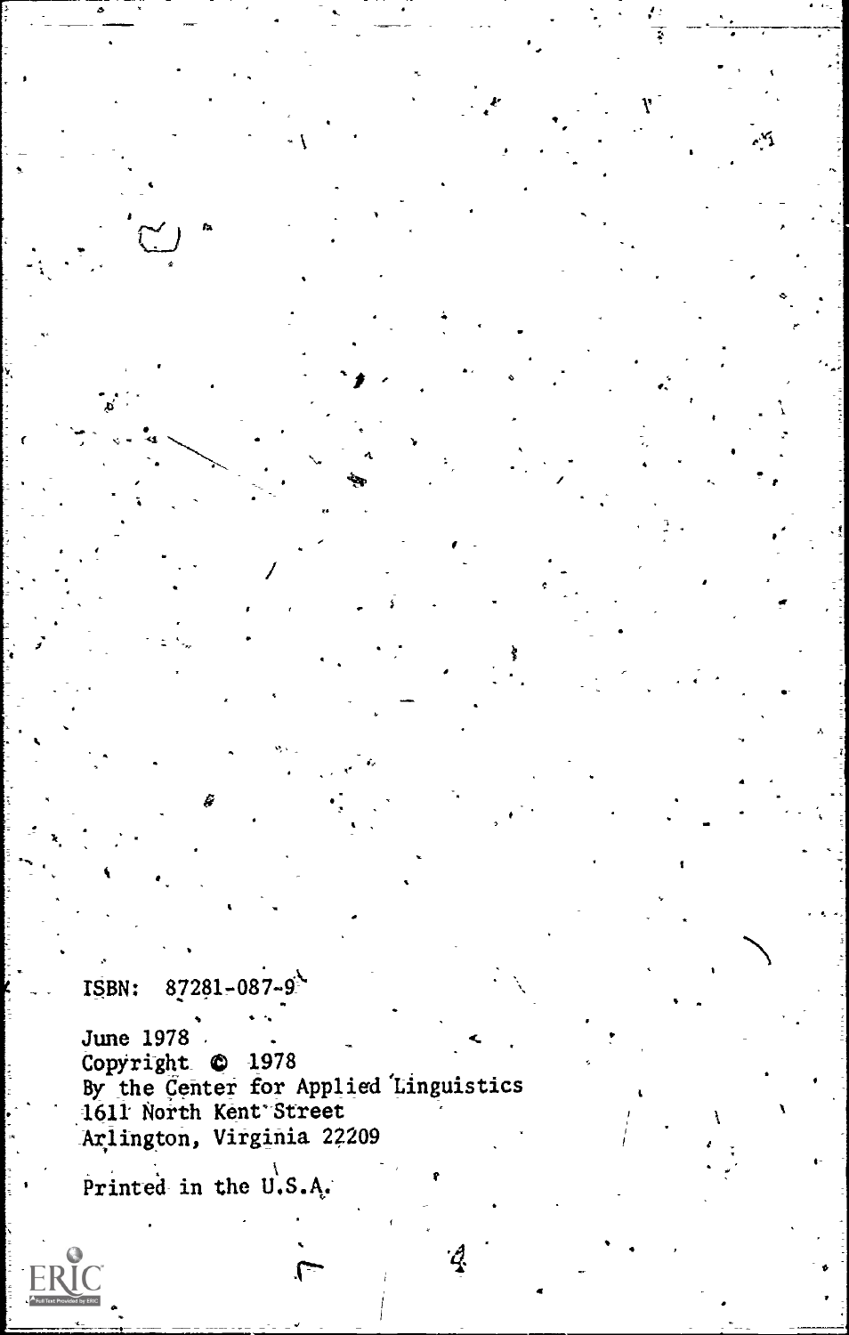ISBN: 87281-087-9

June 1978
Copyright © 1978
By the Center for Applied Linguistics
1611 North Kent Street
Arlington, Virginia 22209

Printed in the U.S.A.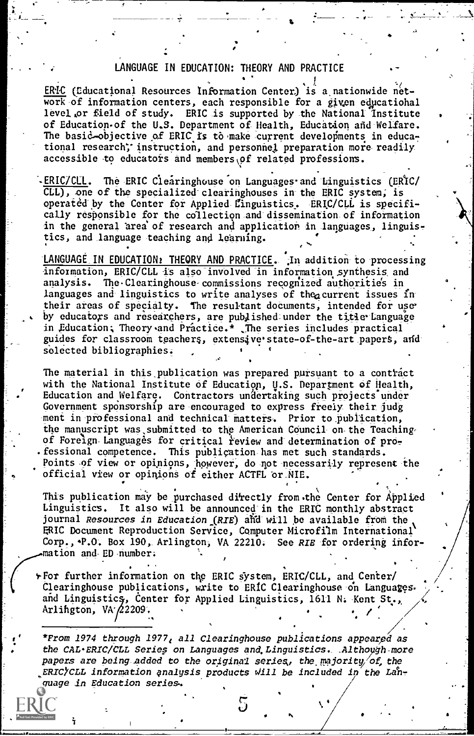# LANGUAGE IN EDUCATION: THEORY AND PRACTICE

ERIC (Educational Resources Information Center) is a nationwide network of information centers, each responsible for a given educational level or field of study. ERIC is supported by the National Institute of Education of the U.S. Department of Health, Education and Welfare. The basic objective of ERIC is to make current developments in educational research, instruction, and personnel preparation more readily accessible to educators and members of related professions.

ERIC/CLL. The ERIC Clearinghouse on Languages and Linguistics (ERIC/CLL), one of the specialized clearinghouses in the ERIC system, is operated by the Center for Applied Linguistics. ERIC/CLL is specifically responsible for the collection and dissemination of information in the general area of research and application in languages, linguistics, and language teaching and learning.

LANGUAGE IN EDUCATION: THEORY AND PRACTICE. In addition to processing information, ERIC/CLL is also involved in information synthesis and analysis. The Clearinghouse commissions recognized authorities in languages and linguistics to write analyses of the current issues in their areas of specialty. The resultant documents, intended for use by educators and researchers, are published under the title Language in Education: Theory and Practice.* The series includes practical guides for classroom teachers, extensive state-of-the-art papers, and selected bibliographies.

The material in this publication was prepared pursuant to a contract with the National Institute of Education, U.S. Department of Health, Education and Welfare. Contractors undertaking such projects under Government sponsorship are encouraged to express freely their judgment in professional and technical matters. Prior to publication, the manuscript was submitted to the American Council on the Teaching of Foreign Languages for critical review and determination of professional competence. This publication has met such standards. Points of view or opinions, however, do not necessarily represent the official view or opinions of either ACTFL or NIE.

This publication may be purchased directly from the Center for Applied Linguistics. It also will be announced in the ERIC monthly abstract journal *Resources in Education* (*RIE*) and will be available from the ERIC Document Reproduction Service, Computer Microfilm International Corp., P.O. Box 190, Arlington, VA 22210. See *RIE* for ordering information and ED number.

For further information on the ERIC system, ERIC/CLL, and Center/Clearinghouse publications, write to ERIC Clearinghouse on Languages and Linguistics, Center for Applied Linguistics, 1611 N. Kent St., Arlington, VA 22209.

---

**From 1974 through 1977, all Clearinghouse publications appeared as the CAL·ERIC/CLL Series on Languages and Linguistics. Although more papers are being added to the original series, the majority of the ERIC/CLL information analysis products will be included in the Language in Education series.*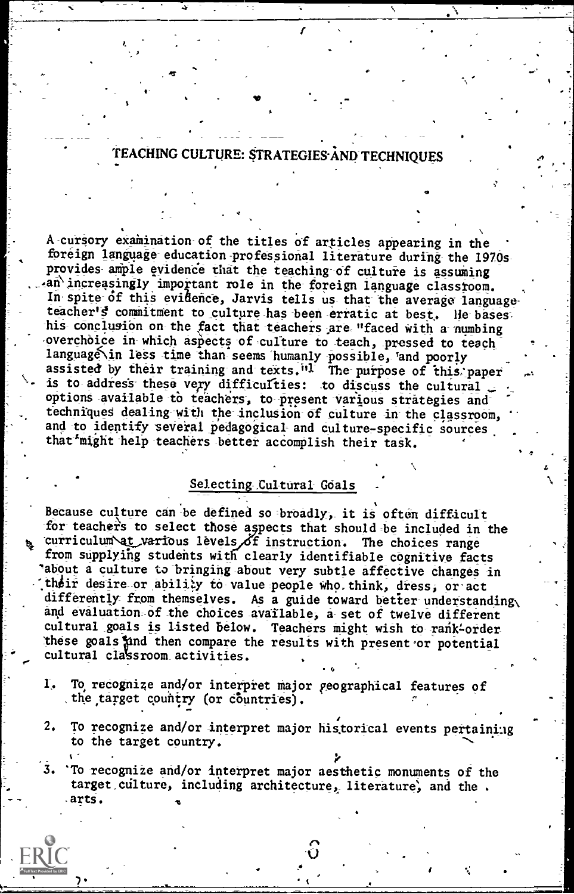# TEACHING CULTURE: STRATEGIES AND TECHNIQUES

A cursory examination of the titles of articles appearing in the foreign language education professional literature during the 1970s provides ample evidence that the teaching of culture is assuming an increasingly important role in the foreign language classroom. In spite of this evidence, Jarvis tells us that the average language teacher's commitment to culture has been erratic at best. He bases his conclusion on the fact that teachers are "faced with a numbing overchoice in which aspects of culture to teach, pressed to teach language in less time than seems humanly possible, and poorly assisted by their training and texts."[1] The purpose of this paper is to address these very difficulties: to discuss the cultural options available to teachers, to present various strategies and techniques dealing with the inclusion of culture in the classroom, and to identify several pedagogical and culture-specific sources that might help teachers better accomplish their task.

## Selecting Cultural Goals

Because culture can be defined so broadly, it is often difficult for teachers to select those aspects that should be included in the curriculum at various levels of instruction. The choices range from supplying students with clearly identifiable cognitive facts about a culture to bringing about very subtle affective changes in their desire or ability to value people who think, dress, or act differently from themselves. As a guide toward better understanding and evaluation of the choices available, a set of twelve different cultural goals is listed below. Teachers might wish to rank-order these goals and then compare the results with present or potential cultural classroom activities.

1. To recognize and/or interpret major geographical features of the target country (or countries).

2. To recognize and/or interpret major historical events pertaining to the target country.

3. To recognize and/or interpret major aesthetic monuments of the target culture, including architecture, literature, and the arts.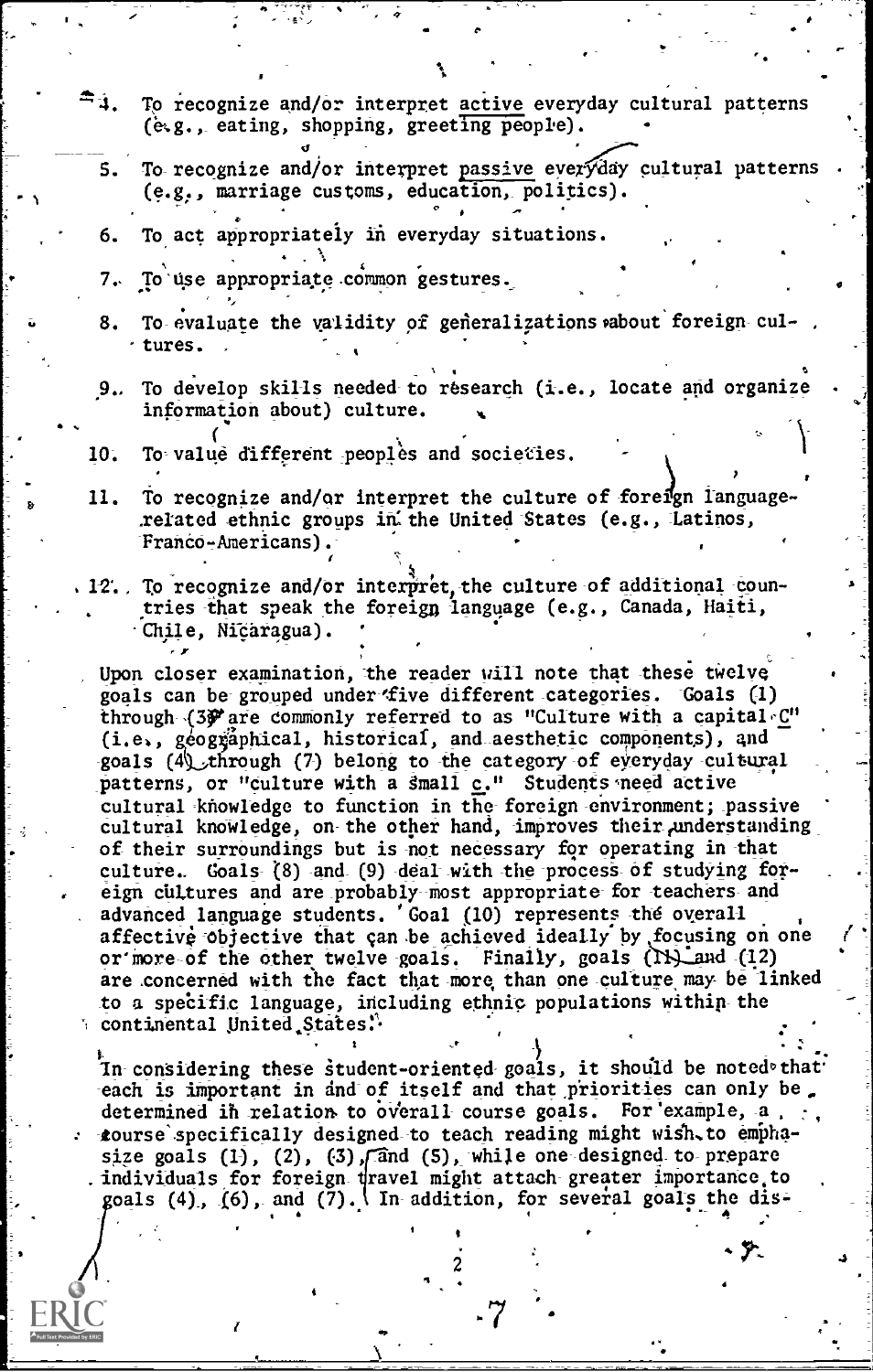4. To recognize and/or interpret *active* everyday cultural patterns (e.g., eating, shopping, greeting people).

5. To recognize and/or interpret *passive* everyday cultural patterns (e.g., marriage customs, education, politics).

6. To act appropriately in everyday situations.

7. To use appropriate common gestures.

8. To evaluate the validity of generalizations about foreign cultures.

9. To develop skills needed to research (i.e., locate and organize information about) culture.

10. To value different peoples and societies.

11. To recognize and/or interpret the culture of foreign language-related ethnic groups in the United States (e.g., Latinos, Franco-Americans).

12. To recognize and/or interpret the culture of additional countries that speak the foreign language (e.g., Canada, Haiti, Chile, Nicaragua).

Upon closer examination, the reader will note that these twelve goals can be grouped under five different categories. Goals (1) through (3) are commonly referred to as "Culture with a capital C" (i.e., geographical, historical, and aesthetic components), and goals (4) through (7) belong to the category of everyday cultural patterns, or "culture with a small c." Students need active cultural knowledge to function in the foreign environment; passive cultural knowledge, on the other hand, improves their understanding of their surroundings but is not necessary for operating in that culture. Goals (8) and (9) deal with the process of studying foreign cultures and are probably most appropriate for teachers and advanced language students. Goal (10) represents the overall affective objective that can be achieved ideally by focusing on one or more of the other twelve goals. Finally, goals (11) and (12) are concerned with the fact that more than one culture may be linked to a specific language, including ethnic populations within the continental United States.

In considering these student-oriented goals, it should be noted that each is important in and of itself and that priorities can only be determined in relation to overall course goals. For example, a course specifically designed to teach reading might wish to emphasize goals (1), (2), (3), and (5), while one designed to prepare individuals for foreign travel might attach greater importance to goals (4), (6), and (7). In addition, for several goals the dis-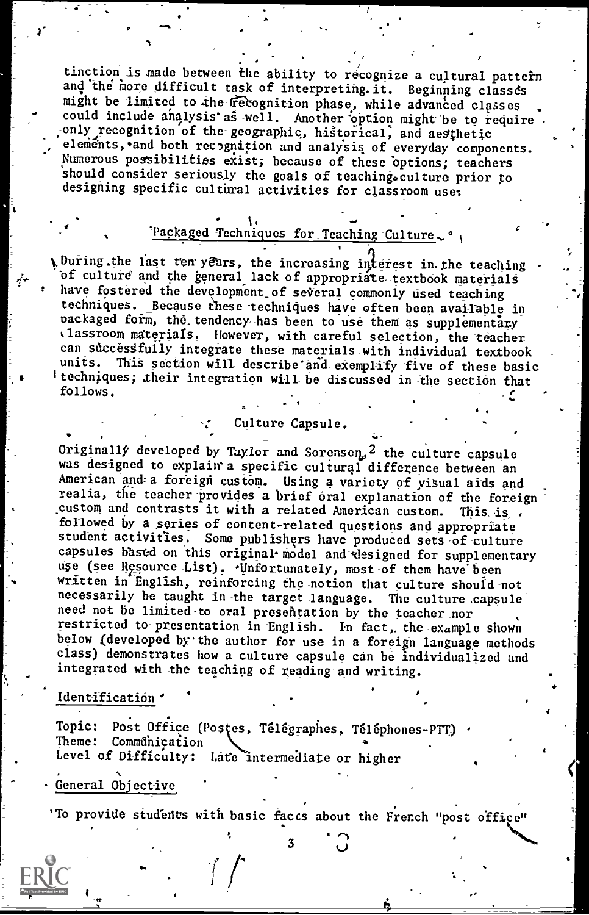tinction is made between the ability to recognize a cultural pattern and the more difficult task of interpreting it. Beginning classes might be limited to the recognition phase, while advanced classes could include analysis as well. Another option might be to require only recognition of the geographic, historical, and aesthetic elements, and both recognition and analysis of everyday components. Numerous possibilities exist; because of these options, teachers should consider seriously the goals of teaching culture prior to designing specific cultural activities for classroom use.

## Packaged Techniques for Teaching Culture

During the last ten years, the increasing interest in the teaching of culture and the general lack of appropriate textbook materials have fostered the development of several commonly used teaching techniques. Because these techniques have often been available in packaged form, the tendency has been to use them as supplementary classroom materials. However, with careful selection, the teacher can successfully integrate these materials with individual textbook units. This section will describe and exemplify five of these basic techniques; their integration will be discussed in the section that follows.

### Culture Capsule.

Originally developed by Taylor and Sorensen,[2] the culture capsule was designed to explain a specific cultural difference between an American and a foreign custom. Using a variety of visual aids and realia, the teacher provides a brief oral explanation of the foreign custom and contrasts it with a related American custom. This is followed by a series of content-related questions and appropriate student activities. Some publishers have produced sets of culture capsules based on this original model and designed for supplementary use (see Resource List). Unfortunately, most of them have been written in English, reinforcing the notion that culture should not necessarily be taught in the target language. The culture capsule need not be limited to oral presentation by the teacher nor restricted to presentation in English. In fact, the example shown below (developed by the author for use in a foreign language methods class) demonstrates how a culture capsule can be individualized and integrated with the teaching of reading and writing.

Identification

Topic: Post Office (Postes, Télégraphes, Téléphones-PTT)
Theme: Communication
Level of Difficulty: Late intermediate or higher

General Objective

To provide students with basic facts about the French "post office"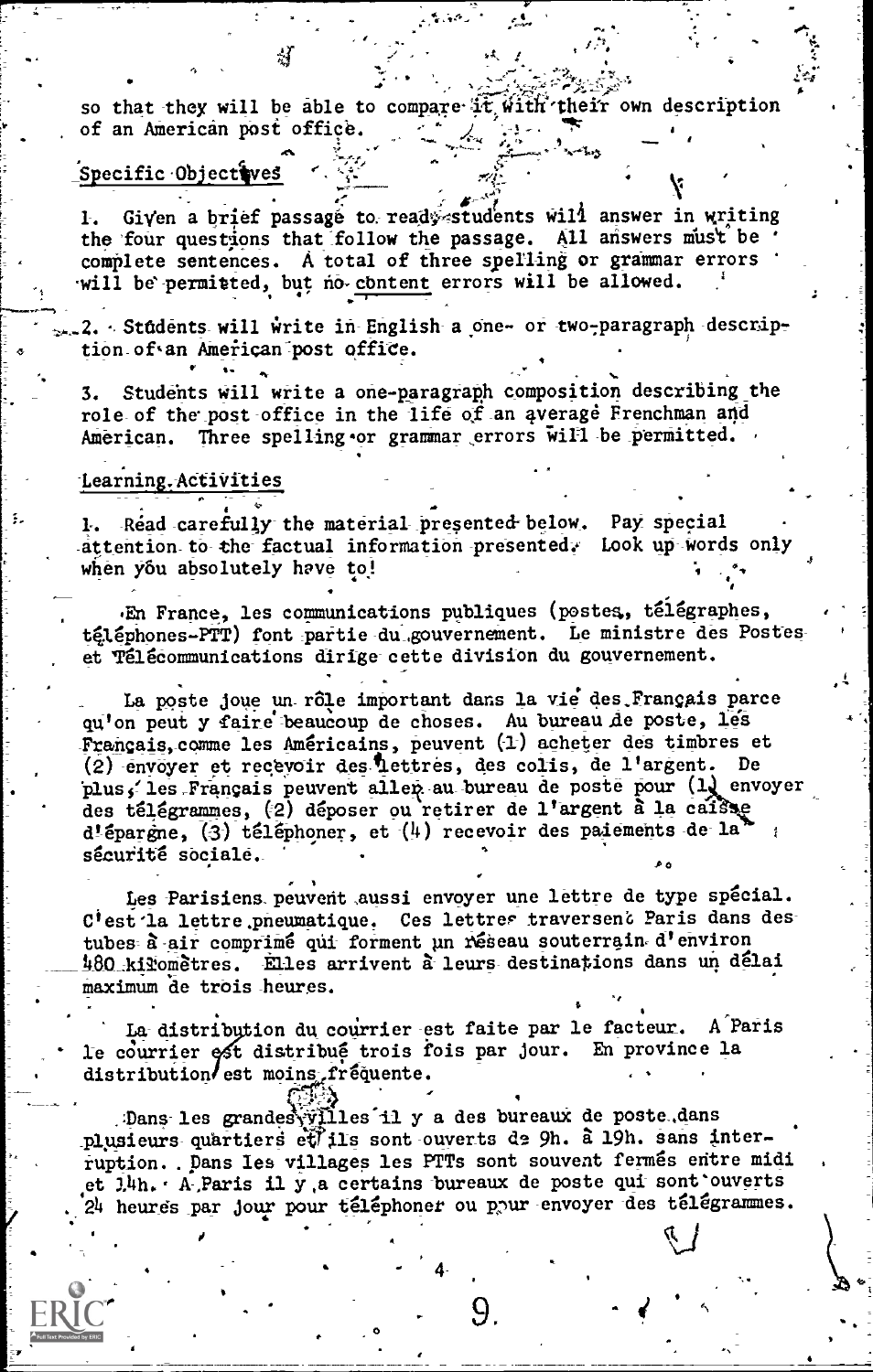so that they will be able to compare it with their own description of an American post office.

## Specific Objectives

1. Given a brief passage to read, students will answer in writing the four questions that follow the passage. All answers must be complete sentences. A total of three spelling or grammar errors will be permitted, but no content errors will be allowed.

2. Students will write in English a one- or two-paragraph description of an American post office.

3. Students will write a one-paragraph composition describing the role of the post office in the life of an average Frenchman and American. Three spelling or grammar errors will be permitted.

## Learning Activities

1. Read carefully the material presented below. Pay special attention to the factual information presented. Look up words only when you absolutely have to!

En France, les communications publiques (postes, télégraphes, téléphones-PTT) font partie du gouvernement. Le ministre des Postes et Télécommunications dirige cette division du gouvernement.

La poste joue un rôle important dans la vie des Français parce qu'on peut y faire beaucoup de choses. Au bureau de poste, les Français, comme les Américains, peuvent (1) acheter des timbres et (2) envoyer et recevoir des lettres, des colis, de l'argent. De plus, les Français peuvent aller au bureau de poste pour (1) envoyer des télégrammes, (2) déposer ou retirer de l'argent à la caisse d'épargne, (3) téléphoner, et (4) recevoir des paiements de la sécurité sociale.

Les Parisiens peuvent aussi envoyer une lettre de type spécial. C'est la lettre pneumatique. Ces lettres traversent Paris dans des tubes à air comprimé qui forment un réseau souterrain d'environ 480 kilomètres. Elles arrivent à leurs destinations dans un délai maximum de trois heures.

La distribution du courrier est faite par le facteur. A Paris le courrier est distribué trois fois par jour. En province la distribution est moins fréquente.

Dans les grandes villes il y a des bureaux de poste dans plusieurs quartiers et ils sont ouverts de 9h. à 19h. sans interruption. Dans les villages les PTTs sont souvent fermés entre midi et 14h. A Paris il y a certains bureaux de poste qui sont ouverts 24 heures par jour pour téléphoner ou pour envoyer des télégrammes.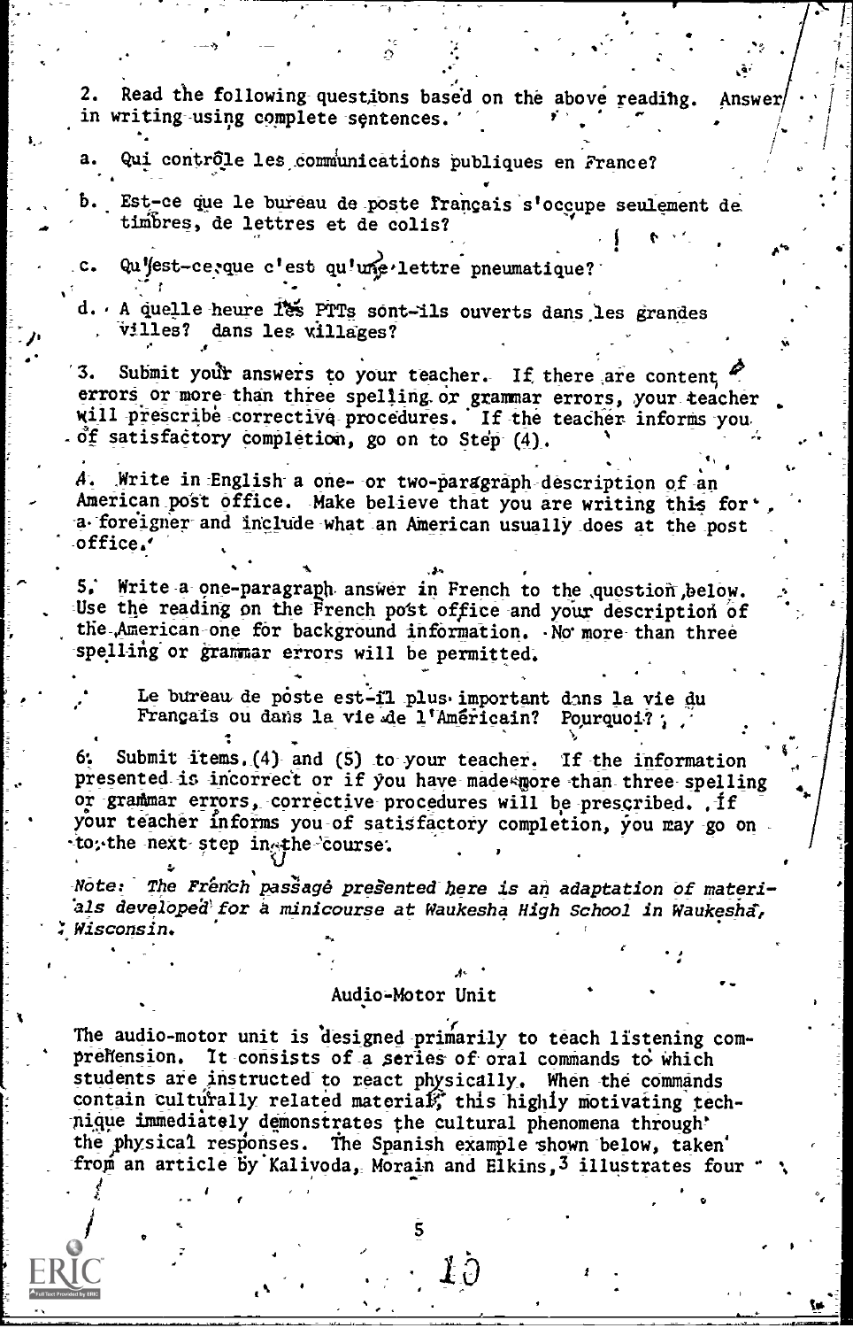2. Read the following questions based on the above reading. Answer in writing using complete sentences.

a. Qui contrôle les communications publiques en France?

b. Est-ce que le bureau de poste français s'occupe seulement de timbres, de lettres et de colis?

c. Qu'est-ce que c'est qu'une lettre pneumatique?

d. A quelle heure les PTTs sont-ils ouverts dans les grandes villes? dans les villages?

3. Submit your answers to your teacher. If there are content errors or more than three spelling or grammar errors, your teacher will prescribe corrective procedures. If the teacher informs you of satisfactory completion, go on to Step (4).

4. Write in English a one- or two-paragraph description of an American post office. Make believe that you are writing this for a foreigner and include what an American usually does at the post office.

5. Write a one-paragraph answer in French to the question below. Use the reading on the French post office and your description of the American one for background information. No more than three spelling or grammar errors will be permitted.

> Le bureau de poste est-il plus important dans la vie du Français ou dans la vie de l'Américain? Pourquoi?

6. Submit items (4) and (5) to your teacher. If the information presented is incorrect or if you have made more than three spelling or grammar errors, corrective procedures will be prescribed. If your teacher informs you of satisfactory completion, you may go on to the next step in the course.

*Note: The French passage presented here is an adaptation of materials developed for a minicourse at Waukesha High School in Waukesha, Wisconsin.*

## Audio-Motor Unit

The audio-motor unit is designed primarily to teach listening comprehension. It consists of a series of oral commands to which students are instructed to react physically. When the commands contain culturally related material, this highly motivating technique immediately demonstrates the cultural phenomena through the physical responses. The Spanish example shown below, taken from an article by Kalivoda, Morain and Elkins,[3] illustrates four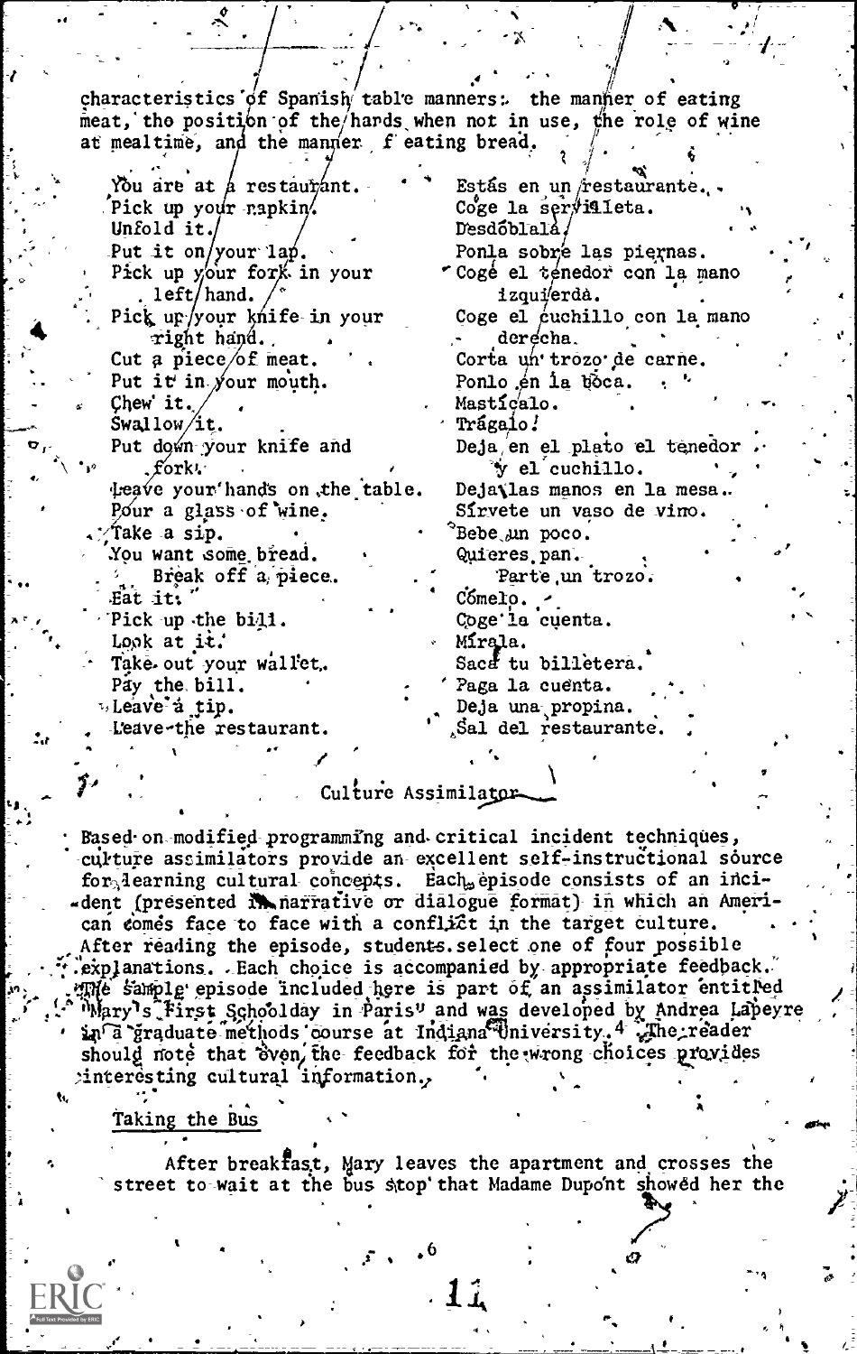characteristics of Spanish table manners: the manner of eating meat, the position of the hands when not in use, the role of wine at mealtime, and the manner of eating bread.

| | |
|---|---|
| You are at a restaurant. | Estás en un restaurante. |
| Pick up your napkin. | Coge la servilleta. |
| Unfold it. | Desdóblala. |
| Put it on your lap. | Ponla sobre las piernas. |
| Pick up your fork in your left hand. | Coge el tenedor con la mano izquierda. |
| Pick up your knife in your right hand. | Coge el cuchillo con la mano derecha. |
| Cut a piece of meat. | Corta un trozo de carne. |
| Put it in your mouth. | Ponlo en la boca. |
| Chew it. | Mastícalo. |
| Swallow it. | Trágalo! |
| Put down your knife and fork. | Deja en el plato el tenedor y el cuchillo. |
| Leave your hands on the table. | Deja las manos en la mesa. |
| Pour a glass of wine. | Sírvete un vaso de vino. |
| Take a sip. | Bebe un poco. |
| You want some bread. | Quieres pan. |
| Break off a piece. | Parte un trozo. |
| Eat it. | Cómelo. |
| Pick up the bill. | Coge la cuenta. |
| Look at it. | Mírala. |
| Take out your wallet. | Saca tu billetera. |
| Pay the bill. | Paga la cuenta. |
| Leave a tip. | Deja una propina. |
| Leave the restaurant. | Sal del restaurante. |

## Culture Assimilator

Based on modified programming and critical incident techniques, culture assimilators provide an excellent self-instructional source for learning cultural concepts. Each episode consists of an incident (presented in narrative or dialogue format) in which an American comes face to face with a conflict in the target culture. After reading the episode, students select one of four possible explanations. Each choice is accompanied by appropriate feedback. The sample episode included here is part of an assimilator entitled "Mary's First Schoolday in Paris" and was developed by Andrea Lapeyre in a graduate methods course at Indiana University.[4] The reader should note that even the feedback for the wrong choices provides interesting cultural information.

### Taking the Bus

After breakfast, Mary leaves the apartment and crosses the street to wait at the bus stop that Madame Dupont showed her the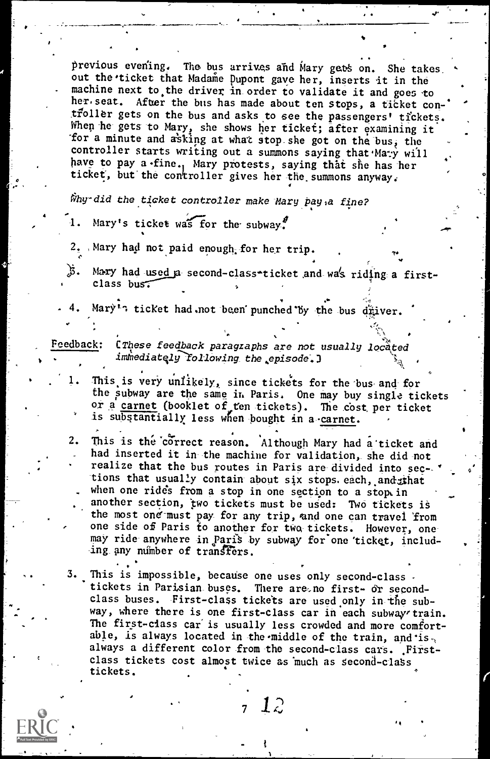previous evening. The bus arrives and Mary gets on. She takes out the ticket that Madame Dupont gave her, inserts it in the machine next to the driver in order to validate it and goes to her seat. After the bus has made about ten stops, a ticket controller gets on the bus and asks to see the passengers' tickets. When he gets to Mary, she shows her ticket; after examining it for a minute and asking at what stop she got on the bus, the controller starts writing out a summons saying that Mary will have to pay a fine. Mary protests, saying that she has her ticket, but the controller gives her the summons anyway.

*Why did the ticket controller make Mary pay a fine?*

1. Mary's ticket was for the subway.
2. Mary had not paid enough for her trip.
3. Mary had used a second-class ticket and was riding a first-class bus.
4. Mary's ticket had not been punched by the bus driver.

Feedback: [*These feedback paragraphs are not usually located immediately following the episode.*]

1. This is very unlikely, since tickets for the bus and for the subway are the same in Paris. One may buy single tickets or a carnet (booklet of ten tickets). The cost per ticket is substantially less when bought in a carnet.

2. This is the correct reason. Although Mary had a ticket and had inserted it in the machine for validation, she did not realize that the bus routes in Paris are divided into sections that usually contain about six stops each, and that when one rides from a stop in one section to a stop in another section, two tickets must be used: Two tickets is the most one must pay for any trip, and one can travel from one side of Paris to another for two tickets. However, one may ride anywhere in Paris by subway for one ticket, including any number of transfers.

3. This is impossible, because one uses only second-class tickets in Parisian buses. There are no first- or second-class buses. First-class tickets are used only in the subway, where there is one first-class car in each subway train. The first-class car is usually less crowded and more comfortable, is always located in the middle of the train, and is always a different color from the second-class cars. First-class tickets cost almost twice as much as second-class tickets.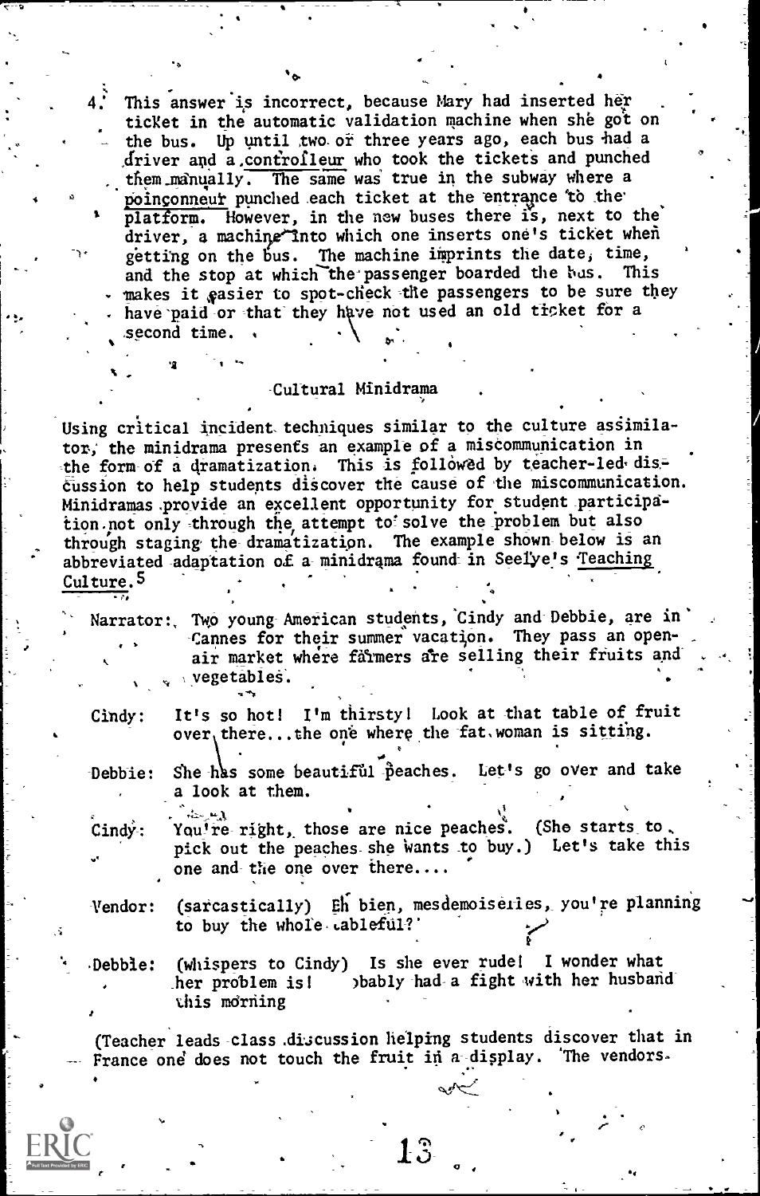4. This answer is incorrect, because Mary had inserted her ticket in the automatic validation machine when she got on the bus. Up until two or three years ago, each bus had a driver and a contrôleur who took the tickets and punched them manually. The same was true in the subway where a poinçonneur punched each ticket at the entrance to the platform. However, in the new buses there is, next to the driver, a machine into which one inserts one's ticket when getting on the bus. The machine imprints the date, time, and the stop at which the passenger boarded the bus. This makes it easier to spot-check the passengers to be sure they have paid or that they have not used an old ticket for a second time.

## Cultural Minidrama

Using critical incident techniques similar to the culture assimilator, the minidrama presents an example of a miscommunication in the form of a dramatization. This is followed by teacher-led discussion to help students discover the cause of the miscommunication. Minidramas provide an excellent opportunity for student participation not only through the attempt to solve the problem but also through staging the dramatization. The example shown below is an abbreviated adaptation of a minidrama found in Seelye's Teaching Culture.[5]

Narrator: Two young American students, Cindy and Debbie, are in Cannes for their summer vacation. They pass an open-air market where farmers are selling their fruits and vegetables.

Cindy: It's so hot! I'm thirsty! Look at that table of fruit over there...the one where the fat woman is sitting.

Debbie: She has some beautiful peaches. Let's go over and take a look at them.

Cindy: You're right, those are nice peaches. (She starts to pick out the peaches she wants to buy.) Let's take this one and the one over there....

Vendor: (sarcastically) Eh bien, mesdemoiselles, you're planning to buy the whole tableful?

Debbie: (Whispers to Cindy) Is she ever rude! I wonder what her problem is! Probably had a fight with her husband this morning

(Teacher leads class discussion helping students discover that in France one does not touch the fruit in a display. The vendors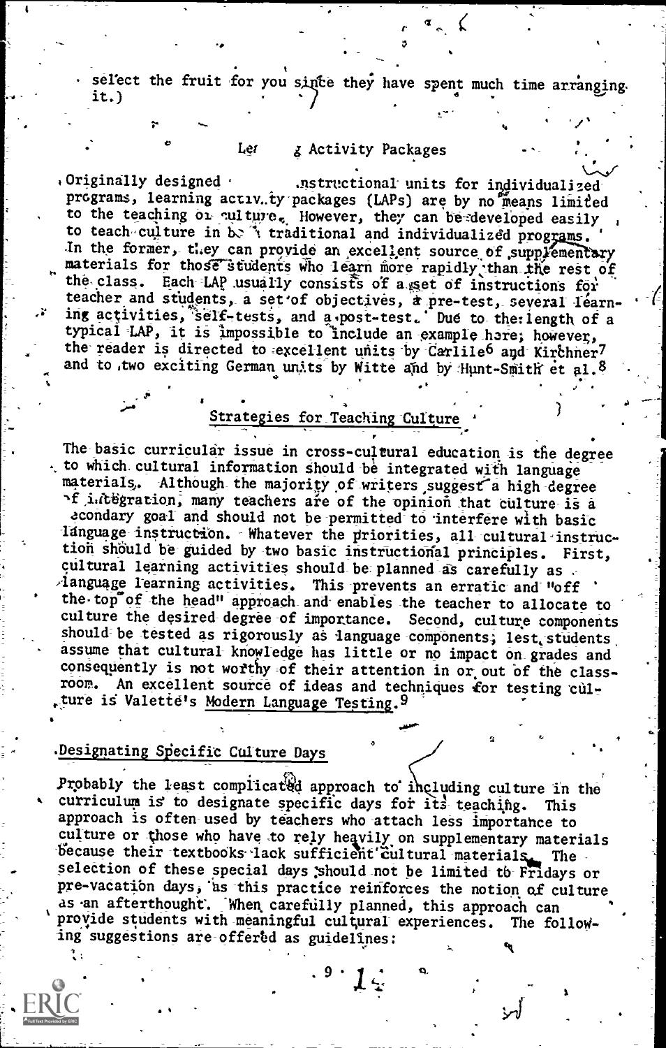select the fruit for you since they have spent much time arranging it.)

## Learning Activity Packages

Originally designed as instructional units for individualized programs, learning activity packages (LAPs) are by no means limited to the teaching of culture. However, they can be developed easily to teach culture in both traditional and individualized programs. In the former, they can provide an excellent source of supplementary materials for those students who learn more rapidly than the rest of the class. Each LAP usually consists of a set of instructions for teacher and students, a set of objectives, a pre-test, several learning activities, self-tests, and a post-test. Due to the length of a typical LAP, it is impossible to include an example here; however, the reader is directed to excellent units by Carlile[6] and Kirchner[7] and to two exciting German units by Witte and by Hunt-Smith et al.[8]

## Strategies for Teaching Culture

The basic curricular issue in cross-cultural education is the degree to which cultural information should be integrated with language materials. Although the majority of writers suggest a high degree of integration, many teachers are of the opinion that culture is a secondary goal and should not be permitted to interfere with basic language instruction. Whatever the priorities, all cultural instruction should be guided by two basic instructional principles. First, cultural learning activities should be planned as carefully as language learning activities. This prevents an erratic and "off the top of the head" approach and enables the teacher to allocate to culture the desired degree of importance. Second, culture components should be tested as rigorously as language components, lest students assume that cultural knowledge has little or no impact on grades and consequently is not worthy of their attention in or out of the classroom. An excellent source of ideas and techniques for testing culture is Valette's Modern Language Testing.[9]

### Designating Specific Culture Days

Probably the least complicated approach to including culture in the curriculum is to designate specific days for its teaching. This approach is often used by teachers who attach less importance to culture or those who have to rely heavily on supplementary materials because their textbooks lack sufficient cultural materials. The selection of these special days should not be limited to Fridays or pre-vacation days, as this practice reinforces the notion of culture as an afterthought. When carefully planned, this approach can provide students with meaningful cultural experiences. The following suggestions are offered as guidelines: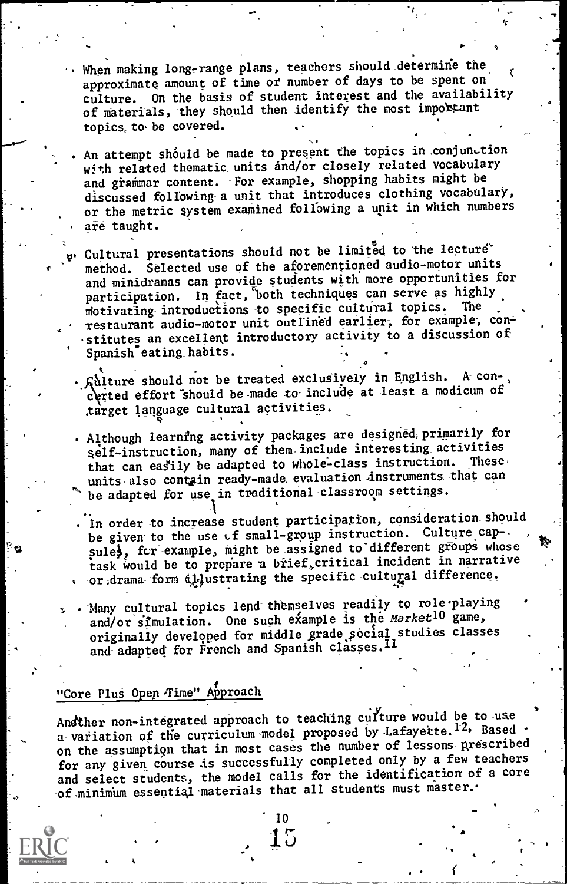- When making long-range plans, teachers should determine the approximate amount of time or number of days to be spent on culture. On the basis of student interest and the availability of materials, they should then identify the most important topics to be covered.

- An attempt should be made to present the topics in conjunction with related thematic units and/or closely related vocabulary and grammar content. For example, shopping habits might be discussed following a unit that introduces clothing vocabulary, or the metric system examined following a unit in which numbers are taught.

- Cultural presentations should not be limited to the lecture method. Selected use of the aforementioned audio-motor units and minidramas can provide students with more opportunities for participation. In fact, both techniques can serve as highly motivating introductions to specific cultural topics. The restaurant audio-motor unit outlined earlier, for example, constitutes an excellent introductory activity to a discussion of Spanish eating habits.

- Culture should not be treated exclusively in English. A concerted effort should be made to include at least a modicum of target language cultural activities.

- Although learning activity packages are designed primarily for self-instruction, many of them include interesting activities that can easily be adapted to whole-class instruction. These units also contain ready-made evaluation instruments that can be adapted for use in traditional classroom settings.

- In order to increase student participation, consideration should be given to the use of small-group instruction. Culture capsules, for example, might be assigned to different groups whose task would be to prepare a brief critical incident in narrative or drama form illustrating the specific cultural difference.

- Many cultural topics lend themselves readily to role-playing and/or simulation. One such example is the *Market*[10] game, originally developed for middle grade social studies classes and adapted for French and Spanish classes.[11]

## "Core Plus Open Time" Approach

Another non-integrated approach to teaching culture would be to use a variation of the curriculum model proposed by Lafayette.[12] Based on the assumption that in most cases the number of lessons prescribed for any given course is successfully completed only by a few teachers and select students, the model calls for the identification of a core of minimum essential materials that all students must master.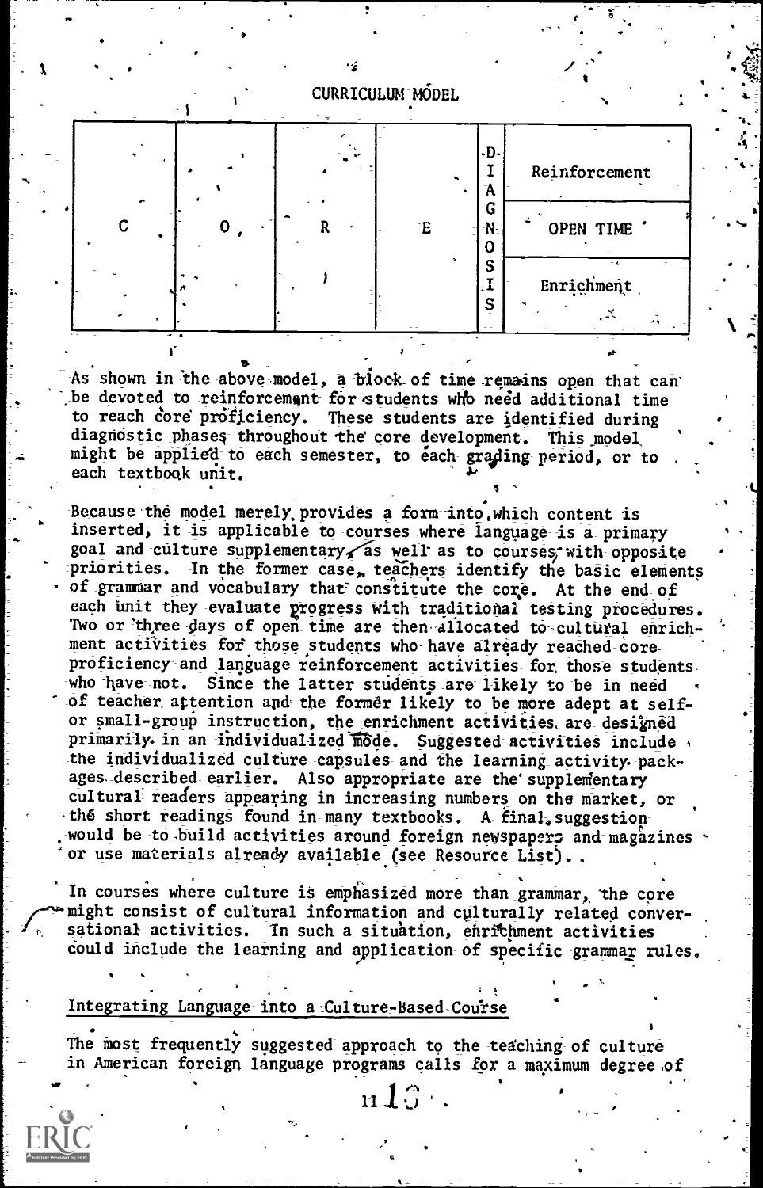CURRICULUM MODEL

| C | O | R | E | DIAGNOSIS | |
|---|---|---|---|---|---|
| | | | | | Reinforcement |
| | | | | | OPEN TIME |
| | | | | | Enrichment |

As shown in the above model, a block of time remains open that can be devoted to reinforcement for students who need additional time to reach core proficiency. These students are identified during diagnostic phases throughout the core development. This model might be applied to each semester, to each grading period, or to each textbook unit.

Because the model merely provides a form into which content is inserted, it is applicable to courses where language is a primary goal and culture supplementary, as well as to courses with opposite priorities. In the former case, teachers identify the basic elements of grammar and vocabulary that constitute the core. At the end of each unit they evaluate progress with traditional testing procedures. Two or three days of open time are then allocated to cultural enrichment activities for those students who have already reached core proficiency and language reinforcement activities for those students who have not. Since the latter students are likely to be in need of teacher attention and the former likely to be more adept at self- or small-group instruction, the enrichment activities are designed primarily in an individualized mode. Suggested activities include the individualized culture capsules and the learning activity packages described earlier. Also appropriate are the supplementary cultural readers appearing in increasing numbers on the market, or the short readings found in many textbooks. A final suggestion would be to build activities around foreign newspapers and magazines or use materials already available (see Resource List).

In courses where culture is emphasized more than grammar, the core might consist of cultural information and culturally related conversational activities. In such a situation, enrichment activities could include the learning and application of specific grammar rules.

## Integrating Language into a Culture-Based Course

The most frequently suggested approach to the teaching of culture in American foreign language programs calls for a maximum degree of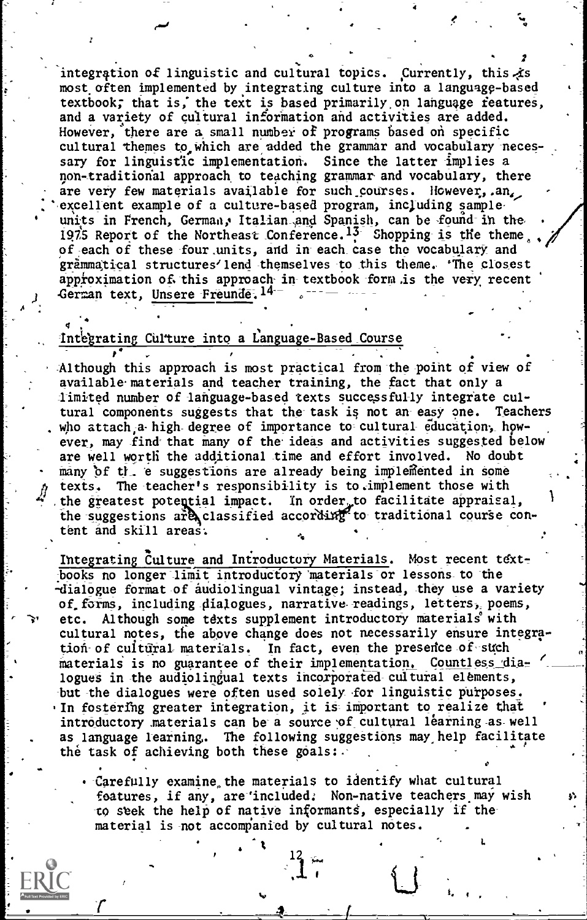integration of linguistic and cultural topics. Currently, this is most often implemented by integrating culture into a language-based textbook; that is, the text is based primarily on language features, and a variety of cultural information and activities are added. However, there are a small number of programs based on specific cultural themes to which are added the grammar and vocabulary necessary for linguistic implementation. Since the latter implies a non-traditional approach to teaching grammar and vocabulary, there are very few materials available for such courses. However, an excellent example of a culture-based program, including sample units in French, German, Italian and Spanish, can be found in the 1975 Report of the Northeast Conference.[13] Shopping is the theme of each of these four units, and in each case the vocabulary and grammatical structures lend themselves to this theme. The closest approximation of this approach in textbook form is the very recent German text, Unsere Freunde.[14]

## Integrating Culture into a Language-Based Course

Although this approach is most practical from the point of view of available materials and teacher training, the fact that only a limited number of language-based texts successfully integrate cultural components suggests that the task is not an easy one. Teachers who attach a high degree of importance to cultural education, however, may find that many of the ideas and activities suggested below are well worth the additional time and effort involved. No doubt many of these suggestions are already being implemented in some texts. The teacher's responsibility is to implement those with the greatest potential impact. In order to facilitate appraisal, the suggestions are classified according to traditional course content and skill areas.

Integrating Culture and Introductory Materials. Most recent textbooks no longer limit introductory materials or lessons to the dialogue format of audiolingual vintage; instead, they use a variety of forms, including dialogues, narrative readings, letters, poems, etc. Although some texts supplement introductory materials with cultural notes, the above change does not necessarily ensure integration of cultural materials. In fact, even the presence of such materials is no guarantee of their implementation. Countless dialogues in the audiolingual texts incorporated cultural elements, but the dialogues were often used solely for linguistic purposes. In fostering greater integration, it is important to realize that introductory materials can be a source of cultural learning as well as language learning. The following suggestions may help facilitate the task of achieving both these goals:

- Carefully examine the materials to identify what cultural features, if any, are included. Non-native teachers may wish to seek the help of native informants, especially if the material is not accompanied by cultural notes.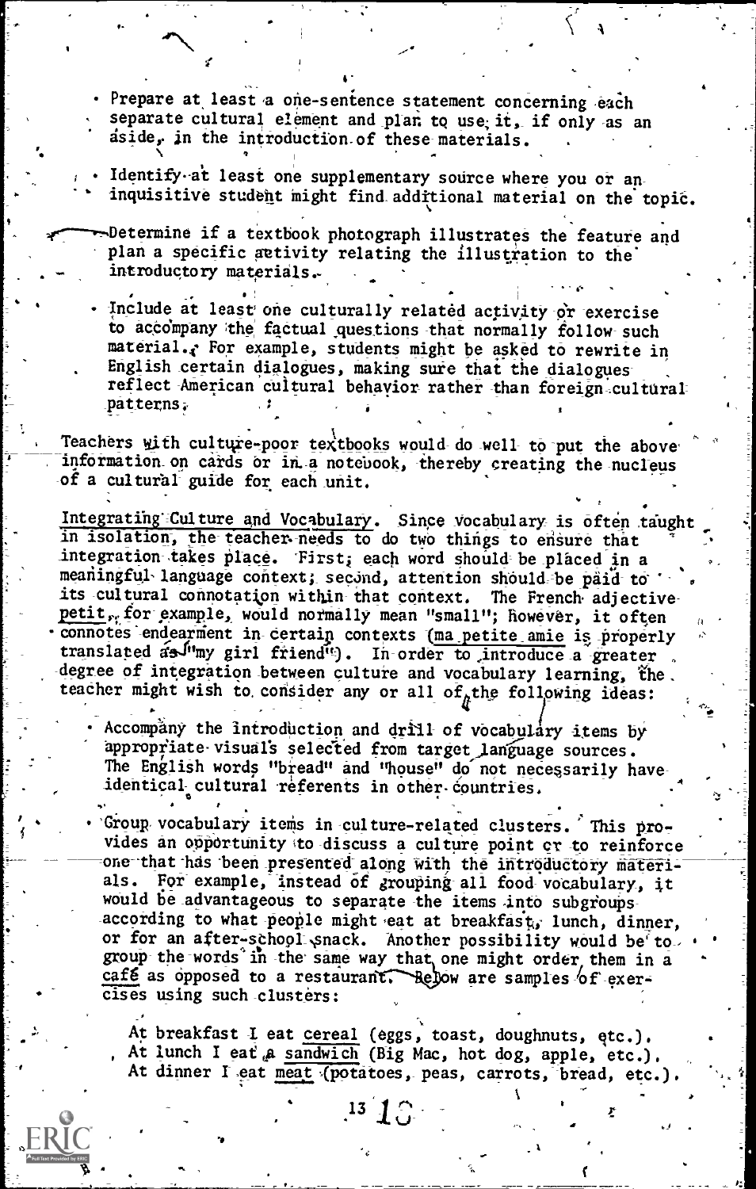- Prepare at least a one-sentence statement concerning each separate cultural element and plan to use it, if only as an aside, in the introduction of these materials.

- Identify at least one supplementary source where you or an inquisitive student might find additional material on the topic.

- Determine if a textbook photograph illustrates the feature and plan a specific activity relating the illustration to the introductory materials.

- Include at least one culturally related activity or exercise to accompany the factual questions that normally follow such material. For example, students might be asked to rewrite in English certain dialogues, making sure that the dialogues reflect American cultural behavior rather than foreign cultural patterns.

Teachers with culture-poor textbooks would do well to put the above information on cards or in a notebook, thereby creating the nucleus of a cultural guide for each unit.

Integrating Culture and Vocabulary. Since vocabulary is often taught in isolation, the teacher needs to do two things to ensure that integration takes place. First, each word should be placed in a meaningful language context; second, attention should be paid to its cultural connotation within that context. The French adjective petit, for example, would normally mean "small"; however, it often connotes endearment in certain contexts (ma petite amie is properly translated as "my girl friend"). In order to introduce a greater degree of integration between culture and vocabulary learning, the teacher might wish to consider any or all of the following ideas:

- Accompany the introduction and drill of vocabulary items by appropriate visuals selected from target language sources. The English words "bread" and "house" do not necessarily have identical cultural referents in other countries.

- Group vocabulary items in culture-related clusters. This provides an opportunity to discuss a culture point or to reinforce one that has been presented along with the introductory materials. For example, instead of grouping all food vocabulary, it would be advantageous to separate the items into subgroups according to what people might eat at breakfast, lunch, dinner, or for an after-school snack. Another possibility would be to group the words in the same way that one might order them in a café as opposed to a restaurant. Below are samples of exercises using such clusters:

  At breakfast I eat cereal (eggs, toast, doughnuts, etc.).
  At lunch I eat a sandwich (Big Mac, hot dog, apple, etc.).
  At dinner I eat meat (potatoes, peas, carrots, bread, etc.).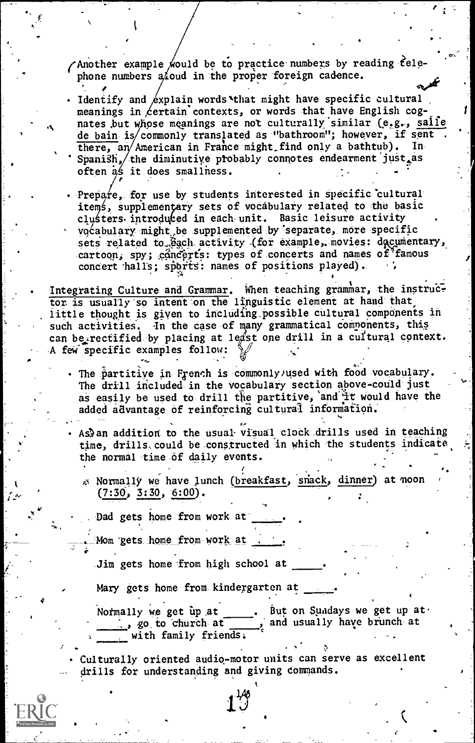Another example would be to practice numbers by reading telephone numbers aloud in the proper foreign cadence.

- Identify and explain words that might have specific cultural meanings in certain contexts, or words that have English cognates but whose meanings are not culturally similar (e.g., salle de bain is commonly translated as "bathroom"; however, if sent there, an American in France might find only a bathtub). In Spanish, the diminutive probably connotes endearment just as often as it does smallness.

- Prepare, for use by students interested in specific cultural items, supplementary sets of vocabulary related to the basic clusters introduced in each unit. Basic leisure activity vocabulary might be supplemented by separate, more specific sets related to each activity (for example, movies: documentary, cartoon, spy; concerts: types of concerts and names of famous concert halls; sports: names of positions played).

Integrating Culture and Grammar. When teaching grammar, the instructor is usually so intent on the linguistic element at hand that little thought is given to including possible cultural components in such activities. In the case of many grammatical components, this can be rectified by placing at least one drill in a cultural context. A few specific examples follow:

- The partitive in French is commonly used with food vocabulary. The drill included in the vocabulary section above could just as easily be used to drill the partitive, and it would have the added advantage of reinforcing cultural information.

- As an addition to the usual visual clock drills used in teaching time, drills could be constructed in which the students indicate the normal time of daily events.

  Normally we have lunch (breakfast, snack, dinner) at noon (7:30, 3:30, 6:00).

  Dad gets home from work at _____.

  Mom gets home from work at _____.

  Jim gets home from high school at _____.

  Mary gets home from kindergarten at _____.

  Normally we get up at _____. But on Sundays we get up at _____, go to church at _____, and usually have brunch at _____ with family friends.

- Culturally oriented audio-motor units can serve as excellent drills for understanding and giving commands.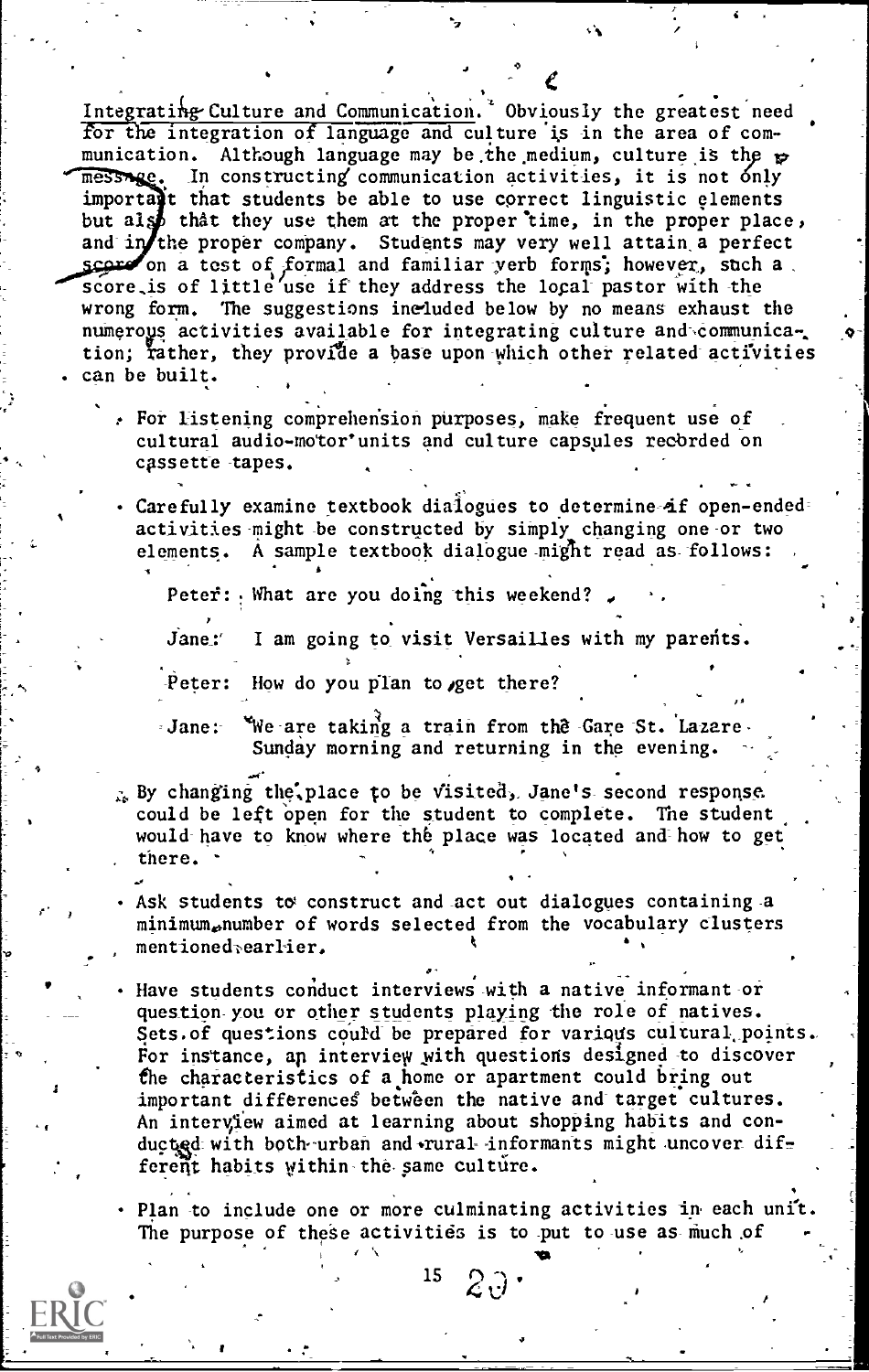Integrating Culture and Communication. Obviously the greatest need for the integration of language and culture is in the area of communication. Although language may be the medium, culture is the message. In constructing communication activities, it is not only important that students be able to use correct linguistic elements but also that they use them at the proper time, in the proper place, and in the proper company. Students may very well attain a perfect score on a test of formal and familiar verb forms; however, such a score is of little use if they address the local pastor with the wrong form. The suggestions included below by no means exhaust the numerous activities available for integrating culture and communication; rather, they provide a base upon which other related activities can be built.

- For listening comprehension purposes, make frequent use of cultural audio-motor units and culture capsules recorded on cassette tapes.

- Carefully examine textbook dialogues to determine if open-ended activities might be constructed by simply changing one or two elements. A sample textbook dialogue might read as follows:

  Peter: What are you doing this weekend?

  Jane: I am going to visit Versailles with my parents.

  Peter: How do you plan to get there?

  Jane: We are taking a train from the Gare St. Lazare Sunday morning and returning in the evening.

  By changing the place to be visited, Jane's second response could be left open for the student to complete. The student would have to know where the place was located and how to get there.

- Ask students to construct and act out dialogues containing a minimum number of words selected from the vocabulary clusters mentioned earlier.

- Have students conduct interviews with a native informant or question you or other students playing the role of natives. Sets of questions could be prepared for various cultural points. For instance, an interview with questions designed to discover the characteristics of a home or apartment could bring out important differences between the native and target cultures. An interview aimed at learning about shopping habits and conducted with both urban and rural informants might uncover different habits within the same culture.

- Plan to include one or more culminating activities in each unit. The purpose of these activities is to put to use as much of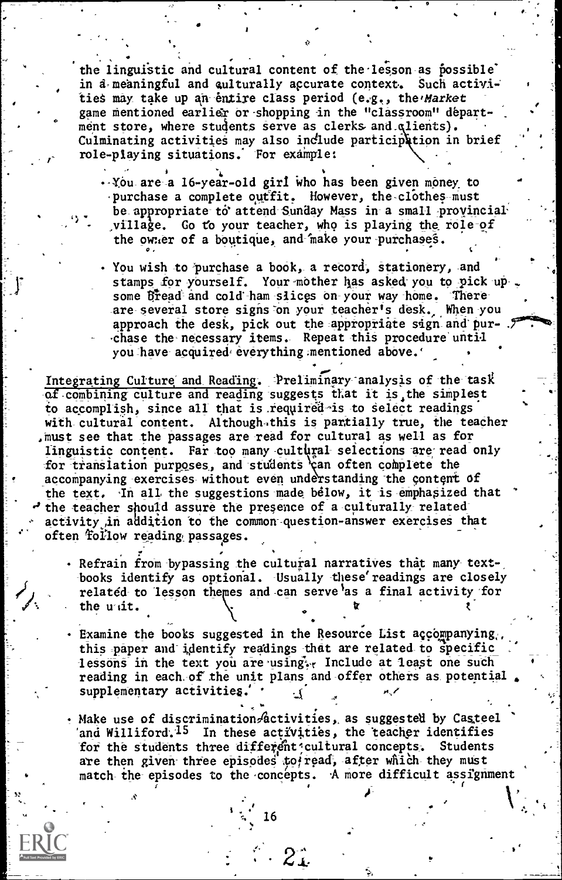the linguistic and cultural content of the lesson as possible in a meaningful and culturally accurate context. Such activities may take up an entire class period (e.g., the *Market* game mentioned earlier or shopping in the "classroom" department store, where students serve as clerks and clients). Culminating activities may also include participation in brief role-playing situations. For example:

- You are a 16-year-old girl who has been given money to purchase a complete outfit. However, the clothes must be appropriate to attend Sunday Mass in a small provincial village. Go to your teacher, who is playing the role of the owner of a boutique, and make your purchases.

- You wish to purchase a book, a record, stationery, and stamps for yourself. Your mother has asked you to pick up some bread and cold ham slices on your way home. There are several store signs on your teacher's desk. When you approach the desk, pick out the appropriate sign and purchase the necessary items. Repeat this procedure until you have acquired everything mentioned above.

<u>Integrating Culture and Reading</u>. Preliminary analysis of the task of combining culture and reading suggests that it is the simplest to accomplish, since all that is required is to select readings with cultural content. Although this is partially true, the teacher must see that the passages are read for cultural as well as for linguistic content. Far too many cultural selections are read only for translation purposes, and students can often complete the accompanying exercises without even understanding the content of the text. In all the suggestions made below, it is emphasized that the teacher should assure the presence of a culturally related activity in addition to the common question-answer exercises that often follow reading passages.

- Refrain from bypassing the cultural narratives that many textbooks identify as optional. Usually these readings are closely related to lesson themes and can serve as a final activity for the unit.

- Examine the books suggested in the Resource List accompanying this paper and identify readings that are related to specific lessons in the text you are using. Include at least one such reading in each of the unit plans and offer others as potential supplementary activities.

- Make use of discrimination activities, as suggested by Casteel and Williford.[15] In these activities, the teacher identifies for the students three different cultural concepts. Students are then given three episodes to read, after which they must match the episodes to the concepts. A more difficult assignment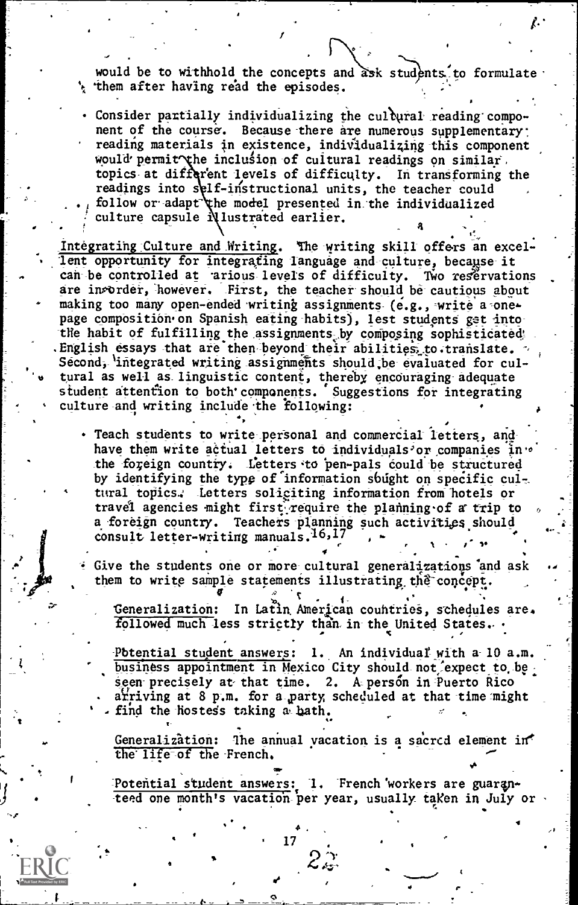would be to withhold the concepts and ask students to formulate them after having read the episodes.

- Consider partially individualizing the cultural reading component of the course. Because there are numerous supplementary reading materials in existence, individualizing this component would permit the inclusion of cultural readings on similar topics at different levels of difficulty. In transforming the readings into self-instructional units, the teacher could follow or adapt the model presented in the individualized culture capsule illustrated earlier.

<u>Integrating Culture and Writing</u>. The writing skill offers an excellent opportunity for integrating language and culture, because it can be controlled at various levels of difficulty. Two reservations are in order, however. First, the teacher should be cautious about making too many open-ended writing assignments (e.g., write a one-page composition on Spanish eating habits), lest students get into the habit of fulfilling the assignments by composing sophisticated English essays that are then beyond their abilities to translate. Second, integrated writing assignments should be evaluated for cultural as well as linguistic content, thereby encouraging adequate student attention to both components. Suggestions for integrating culture and writing include the following:

- Teach students to write personal and commercial letters, and have them write actual letters to individuals or companies in the foreign country. Letters to pen-pals could be structured by identifying the type of information sought on specific cultural topics. Letters soliciting information from hotels or travel agencies might first require the planning of a trip to a foreign country. Teachers planning such activities should consult letter-writing manuals.[16,17]

- Give the students one or more cultural generalizations and ask them to write sample statements illustrating the concept.

  <u>Generalization</u>: In Latin American countries, schedules are followed much less strictly than in the United States.

  <u>Potential student answers</u>: 1. An individual with a 10 a.m. business appointment in Mexico City should not expect to be seen precisely at that time. 2. A person in Puerto Rico arriving at 8 p.m. for a party scheduled at that time might find the hostess taking a bath.

  <u>Generalization</u>: The annual vacation is a sacred element in the life of the French.

  <u>Potential student answers</u>: 1. French workers are guaranteed one month's vacation per year, usually taken in July or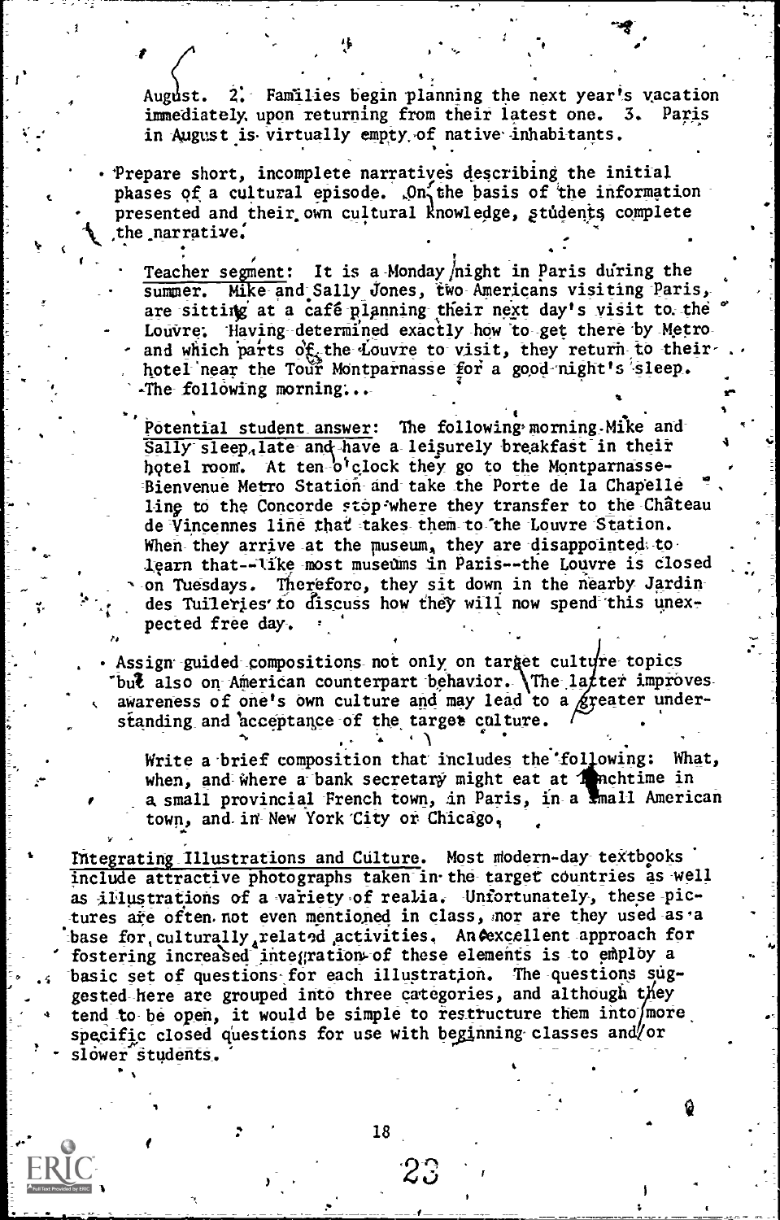August. 2. Families begin planning the next year's vacation immediately upon returning from their latest one. 3. Paris in August is virtually empty of native inhabitants.

- Prepare short, incomplete narratives describing the initial phases of a cultural episode. On the basis of the information presented and their own cultural knowledge, students complete the narrative.

  Teacher segment: It is a Monday night in Paris during the summer. Mike and Sally Jones, two Americans visiting Paris, are sitting at a café planning their next day's visit to the Louvre. Having determined exactly how to get there by Metro and which parts of the Louvre to visit, they return to their hotel near the Tour Montparnasse for a good night's sleep. The following morning...

  Potential student answer: The following morning Mike and Sally sleep late and have a leisurely breakfast in their hotel room. At ten o'clock they go to the Montparnasse-Bienvenue Metro Station and take the Porte de la Chapelle line to the Concorde stop where they transfer to the Château de Vincennes line that takes them to the Louvre Station. When they arrive at the museum, they are disappointed to learn that--like most museums in Paris--the Louvre is closed on Tuesdays. Therefore, they sit down in the nearby Jardin des Tuileries to discuss how they will now spend this unexpected free day.

- Assign guided compositions not only on target culture topics but also on American counterpart behavior. The latter improves awareness of one's own culture and may lead to a greater understanding and acceptance of the target culture.

  Write a brief composition that includes the following: What, when, and where a bank secretary might eat at lunchtime in a small provincial French town, in Paris, in a small American town, and in New York City or Chicago.

Integrating Illustrations and Culture. Most modern-day textbooks include attractive photographs taken in the target countries as well as illustrations of a variety of realia. Unfortunately, these pictures are often not even mentioned in class, nor are they used as a base for culturally related activities. An excellent approach for fostering increased integration of these elements is to employ a basic set of questions for each illustration. The questions suggested here are grouped into three categories, and although they tend to be open, it would be simple to restructure them into more specific closed questions for use with beginning classes and/or slower students.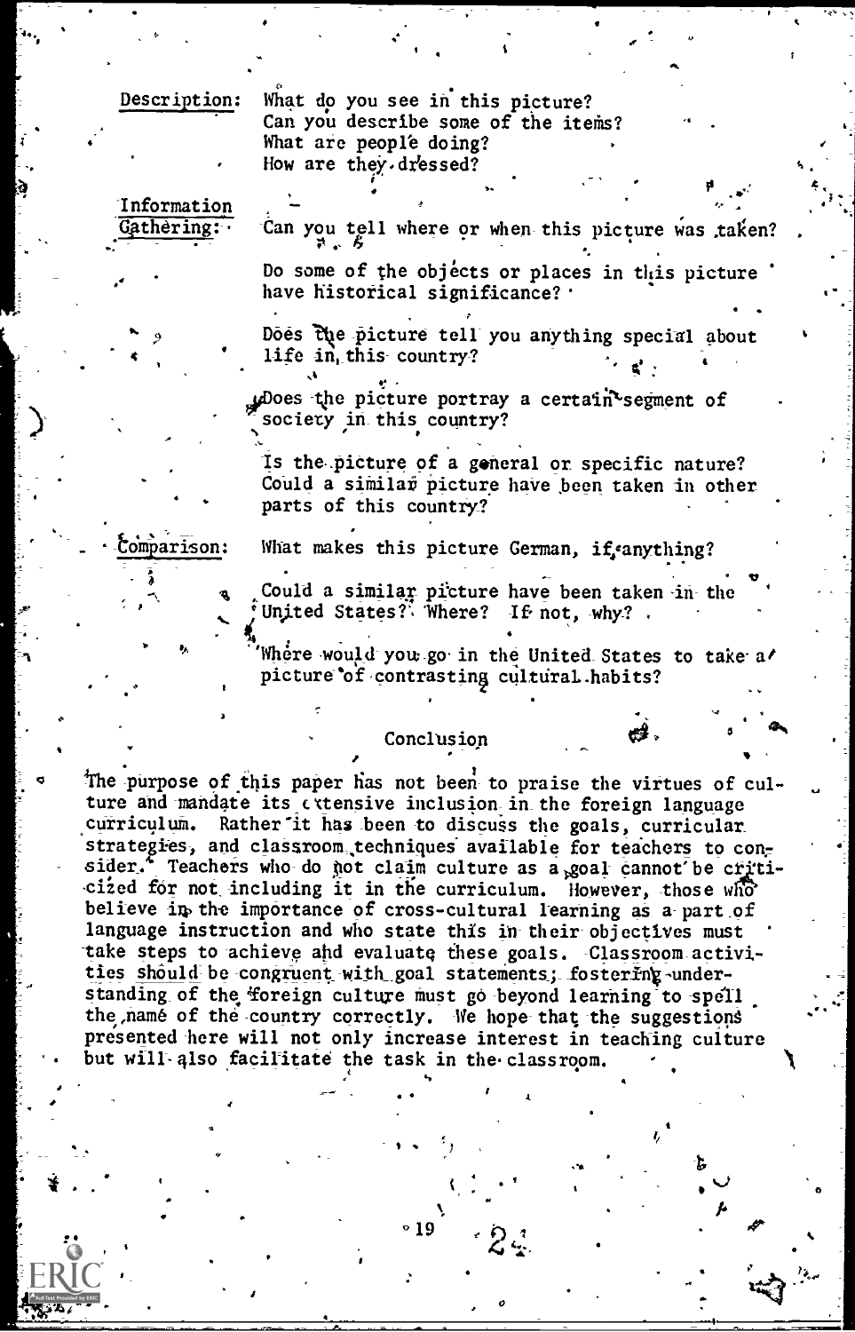**Description:** What do you see in this picture?
Can you describe some of the items?
What are people doing?
How are they dressed?

**Information Gathering:** Can you tell where or when this picture was taken?

Do some of the objects or places in this picture have historical significance?

Does the picture tell you anything special about life in this country?

Does the picture portray a certain segment of society in this country?

Is the picture of a general or specific nature? Could a similar picture have been taken in other parts of this country?

**Comparison:** What makes this picture German, if anything?

Could a similar picture have been taken in the United States? Where? If not, why?

Where would you go in the United States to take a picture of contrasting cultural habits?

## Conclusion

The purpose of this paper has not been to praise the virtues of culture and mandate its extensive inclusion in the foreign language curriculum. Rather it has been to discuss the goals, curricular strategies, and classroom techniques available for teachers to consider. Teachers who do not claim culture as a goal cannot be criticized for not including it in the curriculum. However, those who believe in the importance of cross-cultural learning as a part of language instruction and who state this in their objectives must take steps to achieve and evaluate these goals. Classroom activities should be congruent with goal statements; fostering understanding of the foreign culture must go beyond learning to spell the name of the country correctly. We hope that the suggestions presented here will not only increase interest in teaching culture but will also facilitate the task in the classroom.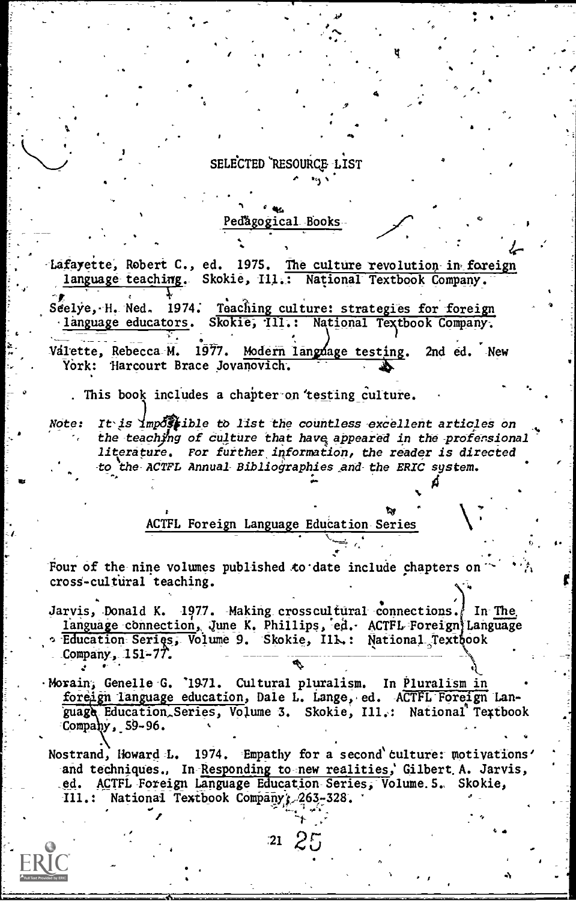# SELECTED RESOURCE LIST

## Pedagogical Books

Lafayette, Robert C., ed. 1975. The culture revolution in foreign language teaching. Skokie, Ill.: National Textbook Company.

Seelye, H. Ned. 1974. Teaching culture: strategies for foreign language educators. Skokie, Ill.: National Textbook Company.

Valette, Rebecca M. 1977. Modern language testing. 2nd ed. New York: Harcourt Brace Jovanovich.

. This book includes a chapter on testing culture.

*Note: It is impossible to list the countless excellent articles on the teaching of culture that have appeared in the professional literature. For further information, the reader is directed to the ACTFL Annual Bibliographies and the ERIC system.*

## ACTFL Foreign Language Education Series

Four of the nine volumes published to date include chapters on cross-cultural teaching.

Jarvis, Donald K. 1977. Making crosscultural connections. In The language connection, June K. Phillips, ed. ACTFL Foreign Language Education Series, Volume 9. Skokie, Ill.: National Textbook Company, 151-77.

Morain, Genelle G. 1971. Cultural pluralism. In Pluralism in foreign language education, Dale L. Lange, ed. ACTFL Foreign Language Education Series, Volume 3. Skokie, Ill.: National Textbook Company, 59-96.

Nostrand, Howard L. 1974. Empathy for a second culture: motivations and techniques. In Responding to new realities, Gilbert A. Jarvis, ed. ACTFL Foreign Language Education Series, Volume 5. Skokie, Ill.: National Textbook Company, 263-328.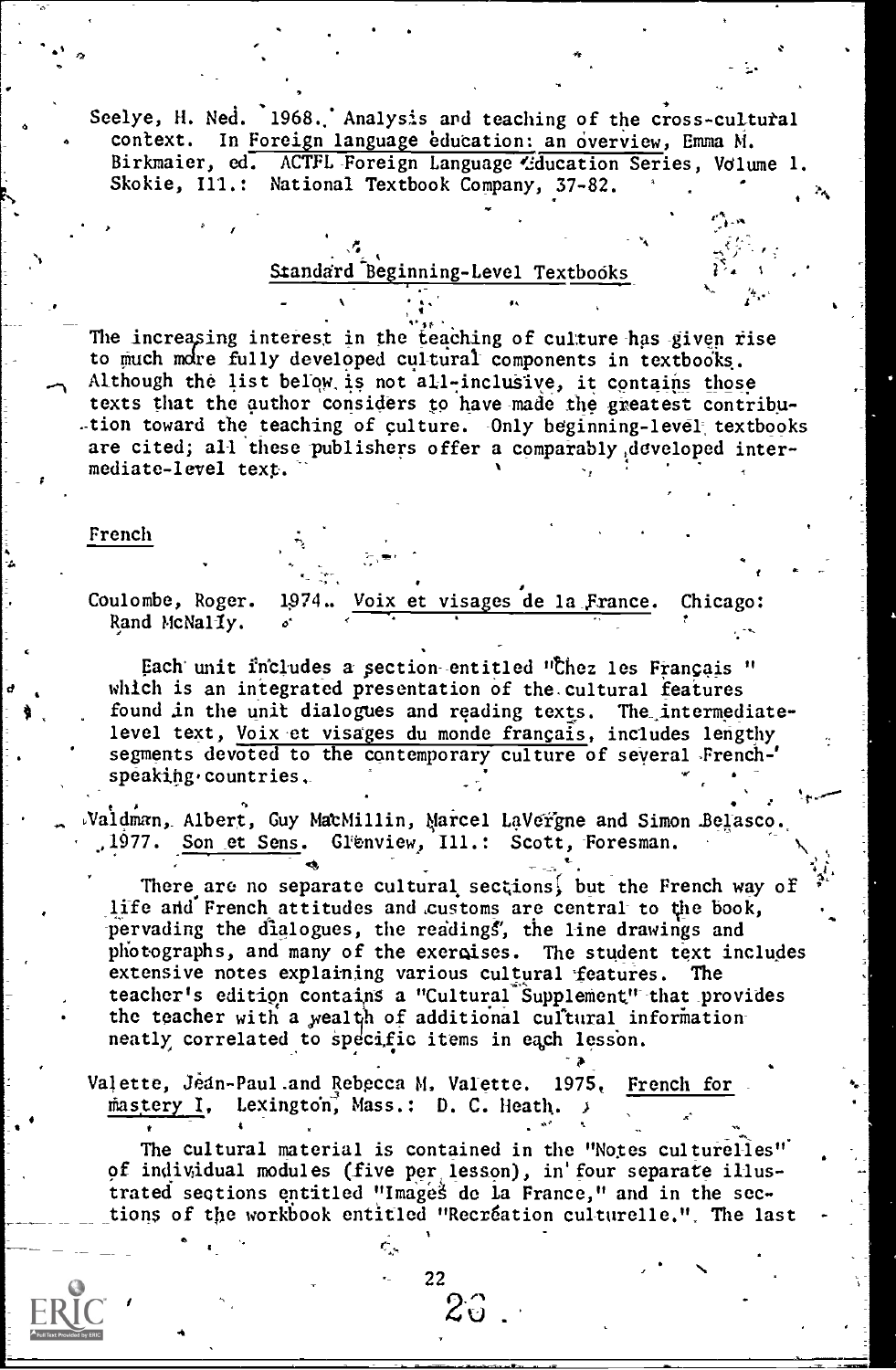Seelye, H. Ned. 1968. Analysis and teaching of the cross-cultural context. In Foreign language education: an overview, Emma M. Birkmaier, ed. ACTFL Foreign Language Education Series, Volume 1. Skokie, Ill.: National Textbook Company, 37-82.

## Standard Beginning-Level Textbooks

The increasing interest in the teaching of culture has given rise to much more fully developed cultural components in textbooks. Although the list below is not all-inclusive, it contains those texts that the author considers to have made the greatest contribution toward the teaching of culture. Only beginning-level textbooks are cited; all these publishers offer a comparably developed intermediate-level text.

### French

Coulombe, Roger. 1974. Voix et visages de la France. Chicago: Rand McNally.

Each unit includes a section entitled "Chez les Français" which is an integrated presentation of the cultural features found in the unit dialogues and reading texts. The intermediate-level text, Voix et visages du monde français, includes lengthy segments devoted to the contemporary culture of several French-speaking countries.

Valdman, Albert, Guy MacMillin, Marcel LaVergne and Simon Belasco. 1977. Son et Sens. Glenview, Ill.: Scott, Foresman.

There are no separate cultural sections, but the French way of life and French attitudes and customs are central to the book, pervading the dialogues, the readings, the line drawings and photographs, and many of the exercises. The student text includes extensive notes explaining various cultural features. The teacher's edition contains a "Cultural Supplement" that provides the teacher with a wealth of additional cultural information neatly correlated to specific items in each lesson.

Valette, Jean-Paul and Rebecca M. Valette. 1975. French for mastery I. Lexington, Mass.: D. C. Heath.

The cultural material is contained in the "Notes culturelles" of individual modules (five per lesson), in four separate illustrated sections entitled "Images de la France," and in the sections of the workbook entitled "Recréation culturelle." The last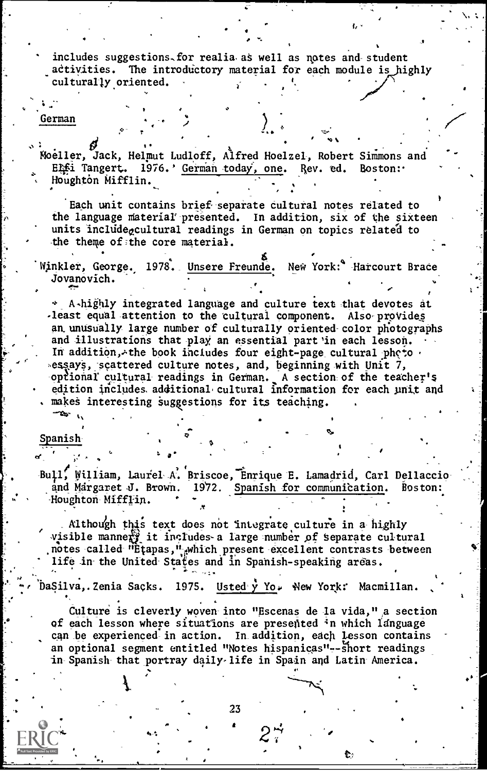includes suggestions for realia as well as notes and student activities. The introductory material for each module is highly culturally oriented.

## German

Moeller, Jack, Helmut Ludloff, Alfred Hoelzel, Robert Simmons and Elfi Tangert. 1976. German today, one. Rev. ed. Boston: Houghton Mifflin.

Each unit contains brief separate cultural notes related to the language material presented. In addition, six of the sixteen units include cultural readings in German on topics related to the theme of the core material.

Winkler, George. 1978. Unsere Freunde. New York: Harcourt Brace Jovanovich.

A highly integrated language and culture text that devotes at least equal attention to the cultural component. Also provides an unusually large number of culturally oriented color photographs and illustrations that play an essential part in each lesson. In addition, the book includes four eight-page cultural photo essays, scattered culture notes, and, beginning with Unit 7, optional cultural readings in German. A section of the teacher's edition includes additional cultural information for each unit and makes interesting suggestions for its teaching.

## Spanish

Bull, William, Laurel A. Briscoe, Enrique E. Lamadrid, Carl Dellaccio and Margaret J. Brown. 1972. Spanish for communication. Boston: Houghton Mifflin.

Although this text does not integrate culture in a highly visible manner, it includes a large number of separate cultural notes called "Etapas," which present excellent contrasts between life in the United States and in Spanish-speaking areas.

DaSilva, Zenia Sacks. 1975. Usted y Yo. New York: Macmillan.

Culture is cleverly woven into "Escenas de la vida," a section of each lesson where situations are presented in which language can be experienced in action. In addition, each lesson contains an optional segment entitled "Notas hispanicas"--short readings in Spanish that portray daily life in Spain and Latin America.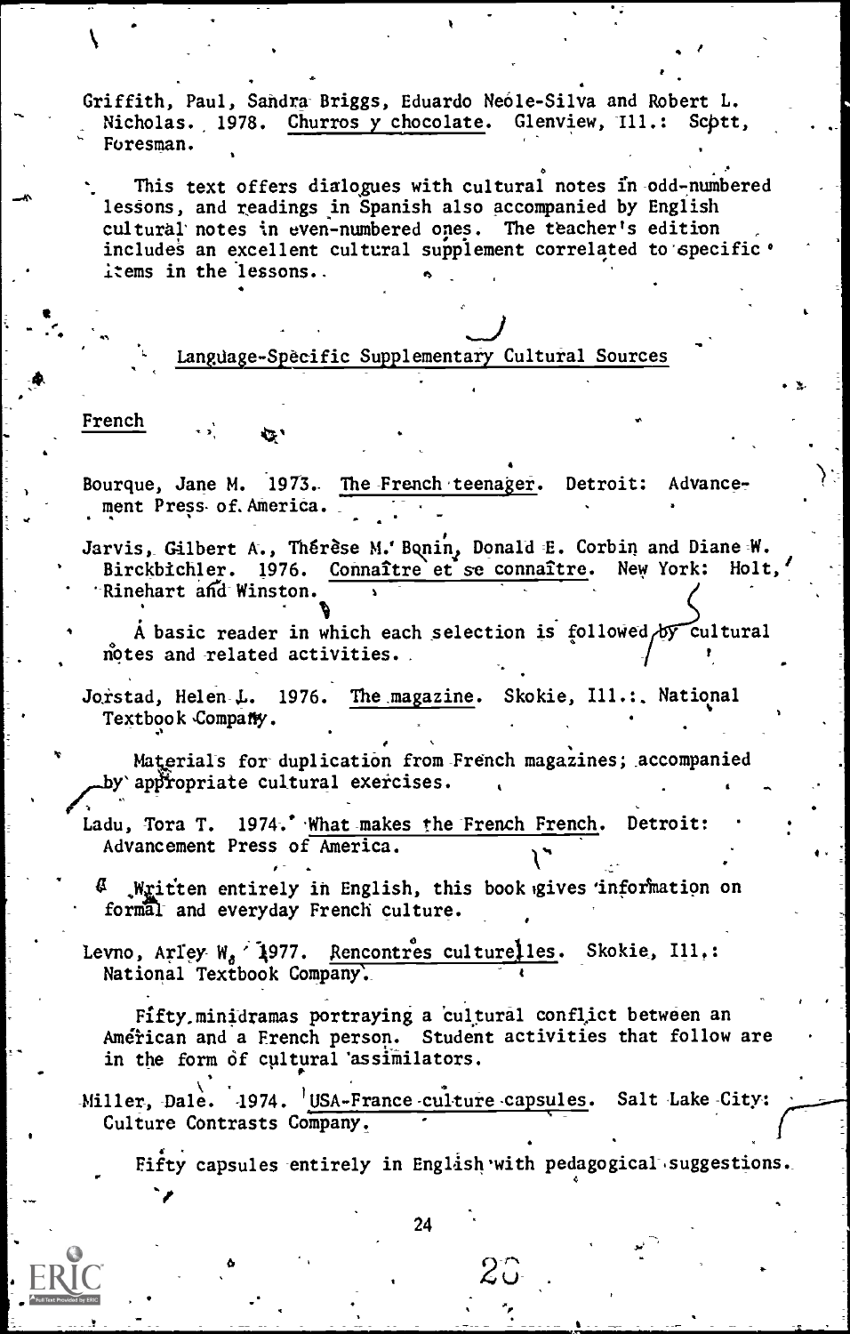Griffith, Paul, Sandra Briggs, Eduardo Neale-Silva and Robert L. Nicholas. 1978. Churros y chocolate. Glenview, Ill.: Scott, Foresman.

This text offers dialogues with cultural notes in odd-numbered lessons, and readings in Spanish also accompanied by English cultural notes in even-numbered ones. The teacher's edition includes an excellent cultural supplement correlated to specific items in the lessons.

## Language-Specific Supplementary Cultural Sources

### French

Bourque, Jane M. 1973. The French teenager. Detroit: Advancement Press of America.

Jarvis, Gilbert A., Thérèse M. Bonin, Donald E. Corbin and Diane W. Birckbichler. 1976. Connaître et se connaître. New York: Holt, Rinehart and Winston.

A basic reader in which each selection is followed by cultural notes and related activities.

Jorstad, Helen L. 1976. The magazine. Skokie, Ill.: National Textbook Company.

Materials for duplication from French magazines; accompanied by appropriate cultural exercises.

Ladu, Tora T. 1974. What makes the French French. Detroit: Advancement Press of America.

Written entirely in English, this book gives information on formal and everyday French culture.

Levno, Arley W. 1977. Rencontres culturelles. Skokie, Ill.: National Textbook Company.

Fifty minidramas portraying a cultural conflict between an American and a French person. Student activities that follow are in the form of cultural assimilators.

Miller, Dale. 1974. USA-France culture capsules. Salt Lake City: Culture Contrasts Company.

Fifty capsules entirely in English with pedagogical suggestions.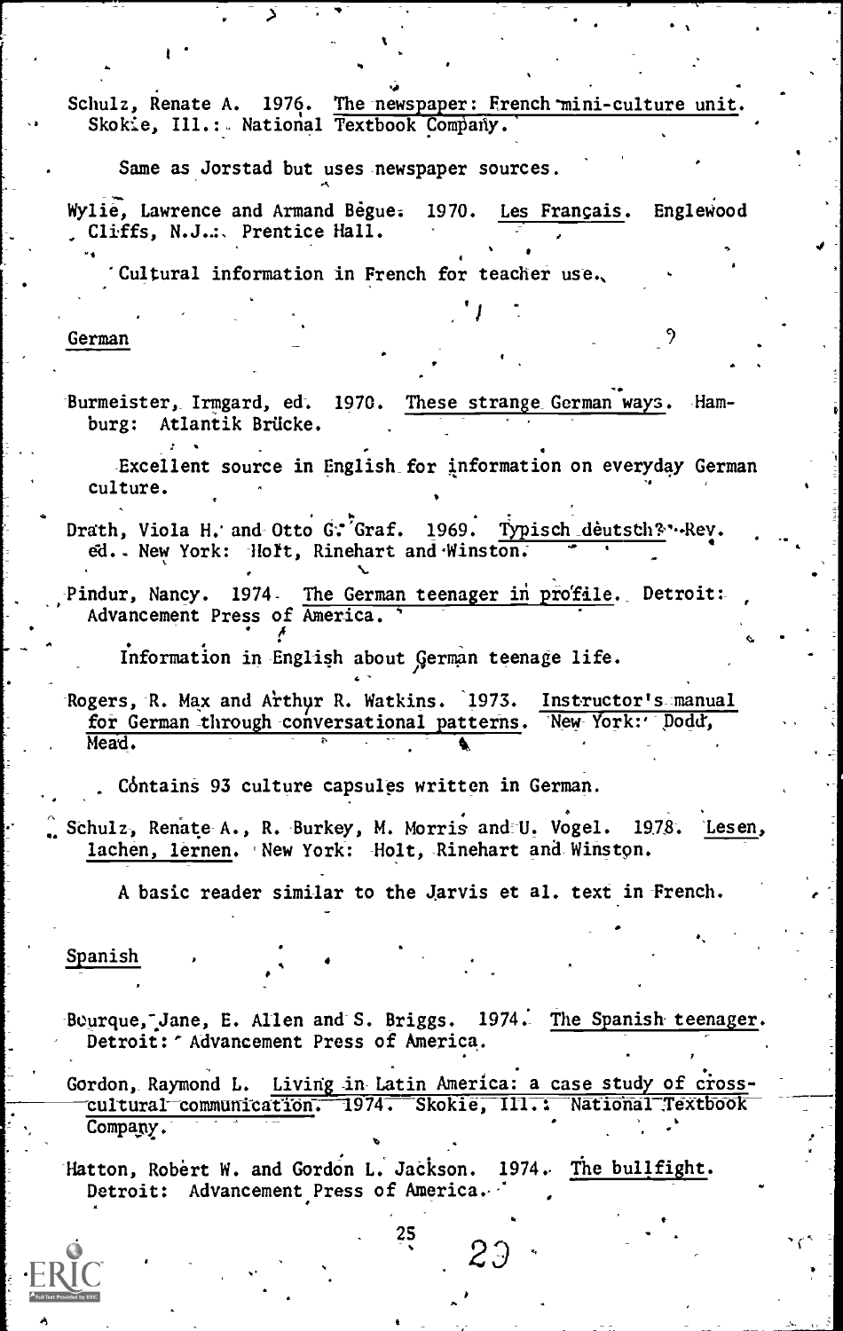Schulz, Renate A. 1976. The newspaper: French mini-culture unit. Skokie, Ill.: National Textbook Company.

Same as Jorstad but uses newspaper sources.

Wylie, Lawrence and Armand Bègue. 1970. Les Français. Englewood Cliffs, N.J.: Prentice Hall.

Cultural information in French for teacher use.

## German

Burmeister, Irmgard, ed. 1970. These strange German ways. Hamburg: Atlantik Brücke.

Excellent source in English for information on everyday German culture.

Drath, Viola H. and Otto G. Graf. 1969. Typisch deutsch? Rev. ed. New York: Holt, Rinehart and Winston.

Pindur, Nancy. 1974. The German teenager in profile. Detroit: Advancement Press of America.

Information in English about German teenage life.

Rogers, R. Max and Arthur R. Watkins. 1973. Instructor's manual for German through conversational patterns. New York: Dodd, Mead.

Contains 93 culture capsules written in German.

Schulz, Renate A., R. Burkey, M. Morris and U. Vogel. 1978. Lesen, lachen, lernen. New York: Holt, Rinehart and Winston.

A basic reader similar to the Jarvis et al. text in French.

## Spanish

Bourque, Jane, E. Allen and S. Briggs. 1974. The Spanish teenager. Detroit: Advancement Press of America.

Gordon, Raymond L. Living in Latin America: a case study of cross-cultural communication. 1974. Skokie, Ill.: National Textbook Company.

Hatton, Robert W. and Gordon L. Jackson. 1974. The bullfight. Detroit: Advancement Press of America.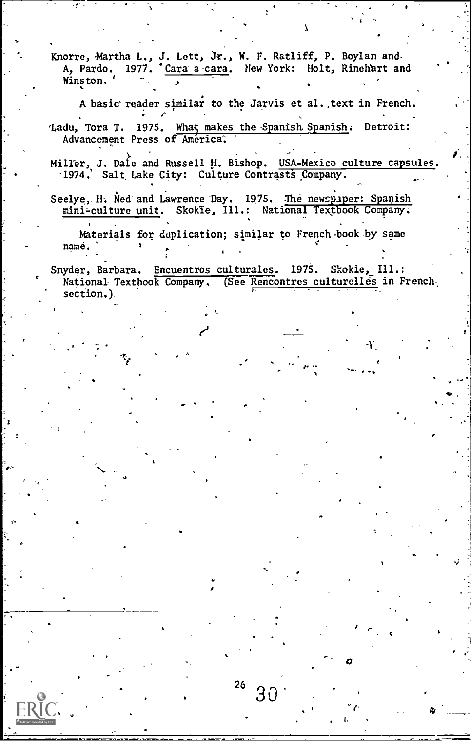Knorre, Martha L., J. Lett, Jr., W. F. Ratliff, P. Boylan and A. Pardo. 1977. Cara a cara. New York: Holt, Rinehart and Winston.

A basic reader similar to the Jarvis et al. text in French.

Ladu, Tora T. 1975. What makes the Spanish Spanish. Detroit: Advancement Press of America.

Miller, J. Dale and Russell H. Bishop. USA-Mexico culture capsules. 1974. Salt Lake City: Culture Contrasts Company.

Seelye, H. Ned and Lawrence Day. 1975. The newspaper: Spanish mini-culture unit. Skokie, Ill.: National Textbook Company.

Materials for duplication; similar to French book by same name.

Snyder, Barbara. Encuentros culturales. 1975. Skokie, Ill.: National Textbook Company. (See Rencontres culturelles in French section.)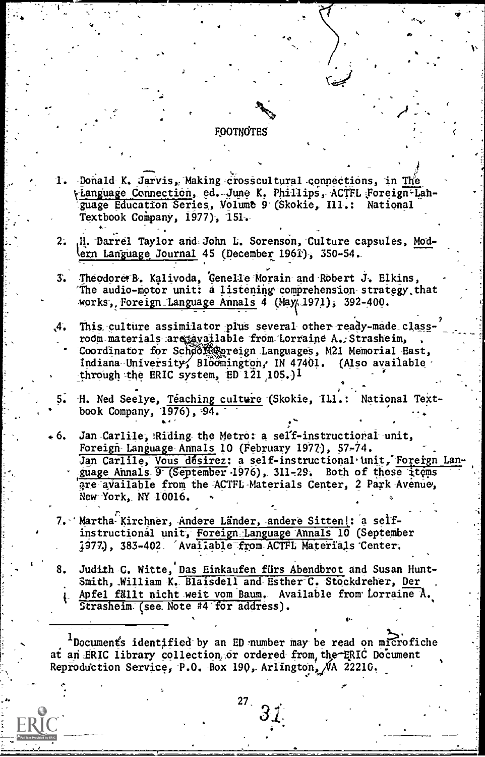# FOOTNOTES

1. Donald K. Jarvis, Making crosscultural connections, in The Language Connection, ed. June K. Phillips, ACTFL Foreign-Language Education Series, Volume 9 (Skokie, Ill.: National Textbook Company, 1977), 151.

2. H. Darrel Taylor and John L. Sorenson, Culture capsules, Modern Language Journal 45 (December 1961), 350-54.

3. Theodore B. Kalivoda, Genelle Morain and Robert J. Elkins, The audio-motor unit: a listening comprehension strategy that works, Foreign Language Annals 4 (May 1971), 392-400.

4. This culture assimilator plus several other ready-made classroom materials are available from Lorraine A. Strasheim, Coordinator for School Foreign Languages, M21 Memorial East, Indiana University, Bloomington, IN 47401. (Also available through the ERIC system, ED 121 105.)[1]

5. H. Ned Seelye, Teaching culture (Skokie, Ill.: National Textbook Company, 1976), 94.

6. Jan Carlile, Riding the Metro: a self-instructional unit, Foreign Language Annals 10 (February 1977), 57-74. Jan Carlile, Vous désirez: a self-instructional unit, Foreign Language Annals 9 (September 1976), 311-29. Both of these items are available from the ACTFL Materials Center, 2 Park Avenue, New York, NY 10016.

7. Martha Kirchner, Andere Länder, andere Sitten!: a self-instructional unit, Foreign Language Annals 10 (September 1977), 383-402. Available from ACTFL Materials Center.

8. Judith C. Witte, Das Einkaufen fürs Abendbrot and Susan Hunt-Smith, William K. Blaisdell and Esther C. Stockdreher, Der Apfel fällt nicht weit vom Baum. Available from Lorraine A. Strasheim (see Note #4 for address).

---

[1]Documents identified by an ED number may be read on microfiche at an ERIC library collection or ordered from the ERIC Document Reproduction Service, P.O. Box 190, Arlington, VA 22210.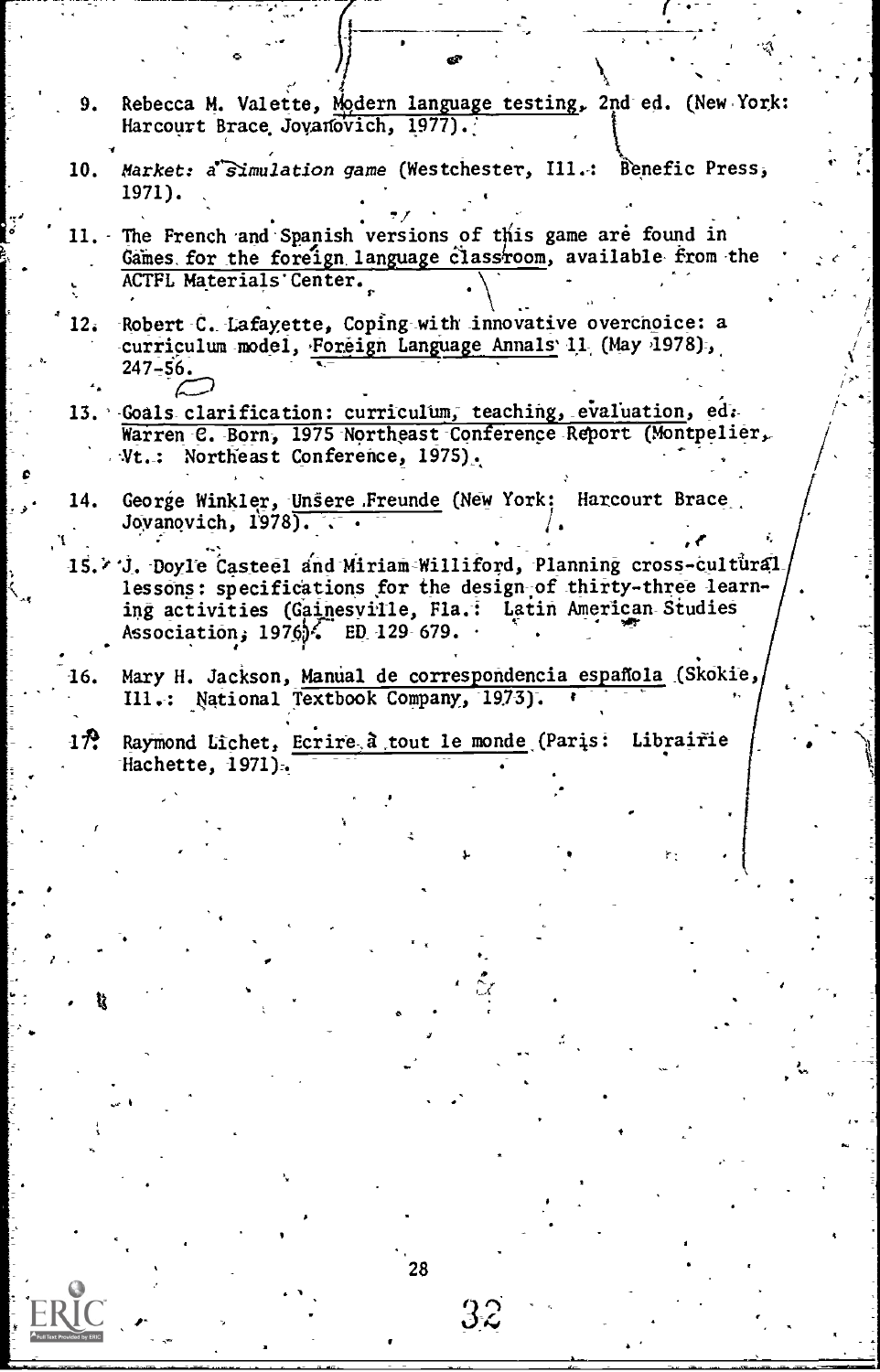9. Rebecca M. Valette, Modern language testing, 2nd ed. (New York: Harcourt Brace Jovanovich, 1977).

10. *Market: a simulation game* (Westchester, Ill.: Benefic Press, 1971).

11. The French and Spanish versions of this game are found in Games for the foreign language classroom, available from the ACTFL Materials Center.

12. Robert C. Lafayette, Coping with innovative overchoice: a curriculum model, Foreign Language Annals 11 (May 1978), 247-56.

13. Goals clarification: curriculum, teaching, evaluation, ed. Warren C. Born, 1975 Northeast Conference Report (Montpelier, Vt.: Northeast Conference, 1975).

14. George Winkler, Unsere Freunde (New York: Harcourt Brace Jovanovich, 1978).

15. J. Doyle Casteel and Miriam Williford, Planning cross-cultural lessons: specifications for the design of thirty-three learning activities (Gainesville, Fla.: Latin American Studies Association, 1976). ED 129 679.

16. Mary H. Jackson, Manual de correspondencia española (Skokie, Ill.: National Textbook Company, 1973).

17. Raymond Lichet, Ecrire à tout le monde (Paris: Librairie Hachette, 1971).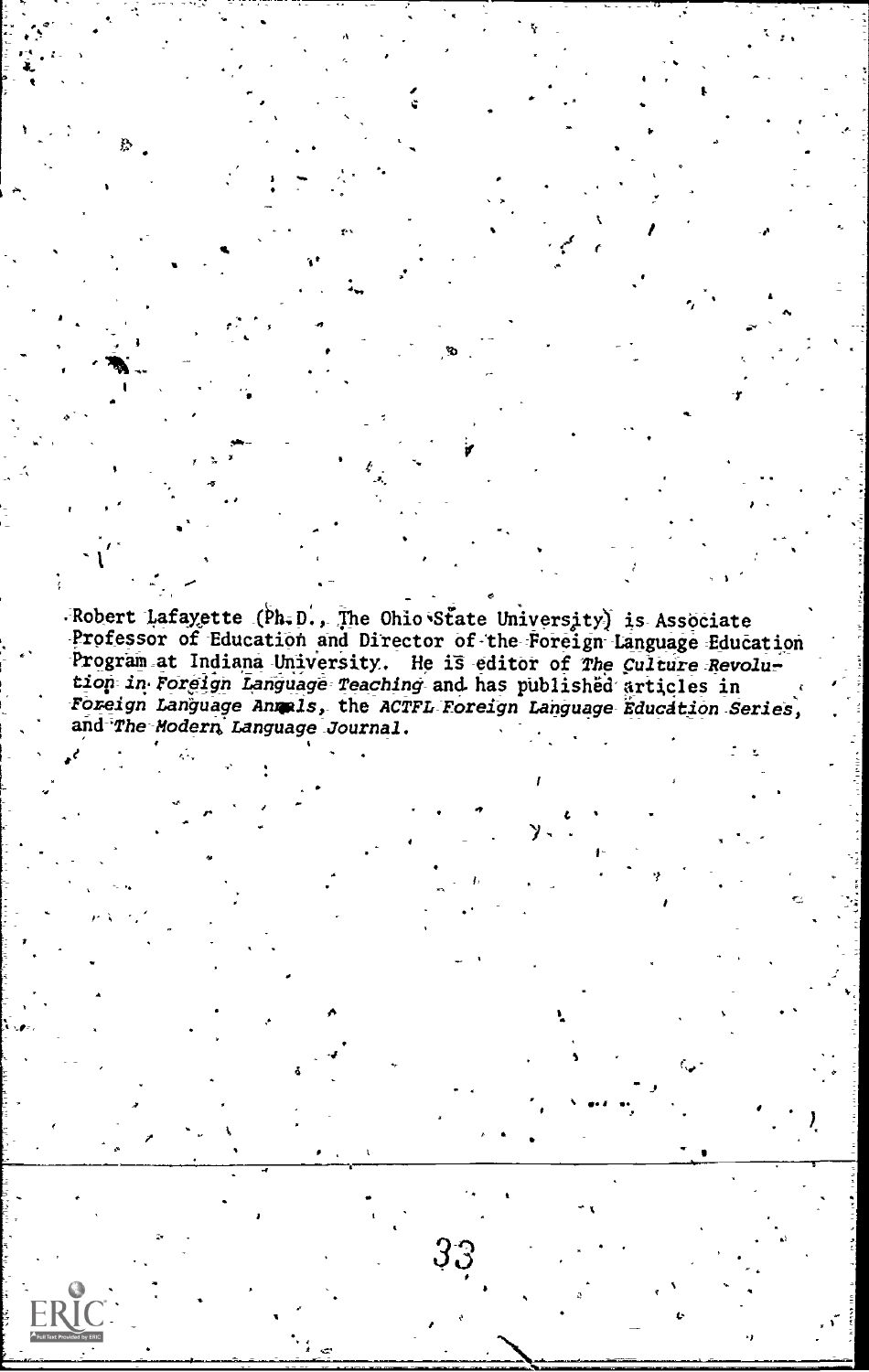Robert Lafayette (Ph.D., The Ohio State University) is Associate Professor of Education and Director of the Foreign Language Education Program at Indiana University. He is editor of *The Culture Revolution in Foreign Language Teaching* and has published articles in *Foreign Language Annals*, the *ACTFL Foreign Language Education Series*, and *The Modern Language Journal*.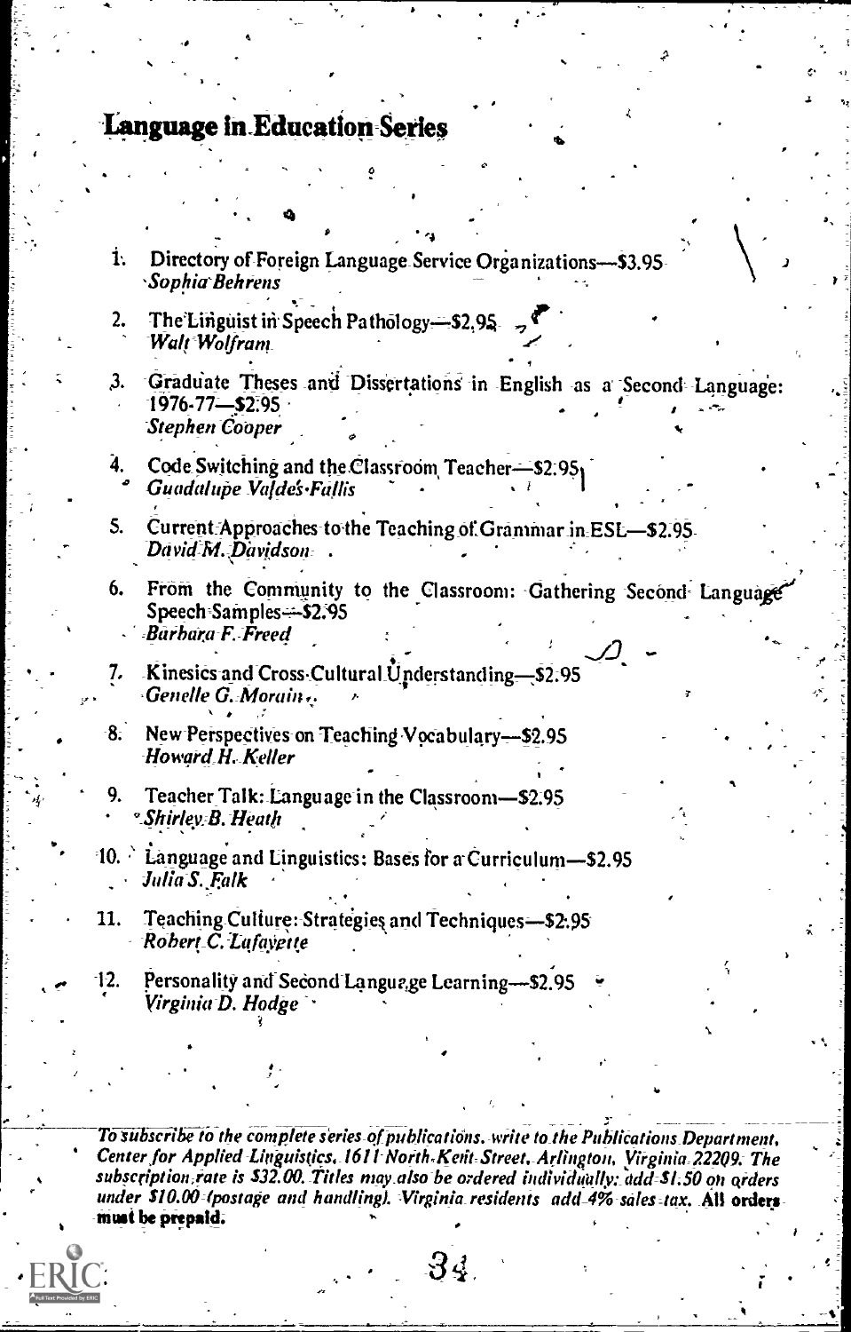# Language in Education Series

1. Directory of Foreign Language Service Organizations—$3.95
   *Sophia Behrens*

2. The Linguist in Speech Pathology—$2.95
   *Walt Wolfram*

3. Graduate Theses and Dissertations in English as a Second Language: 1976-77—$2.95
   *Stephen Cooper*

4. Code Switching and the Classroom Teacher—$2.95
   *Guadalupe Valdés-Fallis*

5. Current Approaches to the Teaching of Grammar in ESL—$2.95
   *David M. Davidson*

6. From the Community to the Classroom: Gathering Second Language Speech Samples—$2.95
   *Barbara F. Freed*

7. Kinesics and Cross-Cultural Understanding—$2.95
   *Genelle G. Morain*

8. New Perspectives on Teaching Vocabulary—$2.95
   *Howard H. Keller*

9. Teacher Talk: Language in the Classroom—$2.95
   *Shirley B. Heath*

10. Language and Linguistics: Bases for a Curriculum—$2.95
    *Julia S. Falk*

11. Teaching Culture: Strategies and Techniques—$2.95
    *Robert C. Lafayette*

12. Personality and Second Language Learning—$2.95
    *Virginia D. Hodge*

*To subscribe to the complete series of publications, write to the Publications Department, Center for Applied Linguistics, 1611 North Kent Street, Arlington, Virginia 22209. The subscription rate is $32.00. Titles may also be ordered individually; add $1.50 on orders under $10.00 (postage and handling). Virginia residents add 4% sales tax.* **All orders must be prepaid.**